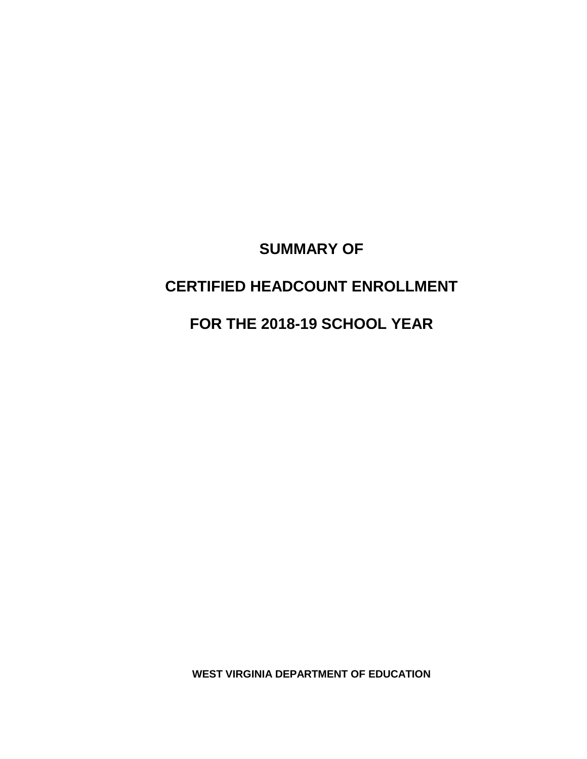# SUMMARY OF

# CERTIFIED HEADCOUNT ENROLLMENT

# FOR THE 2018-19 SCHOOL YEAR

**WEST VIRGINIA DEPARTMENT OF EDUCATION**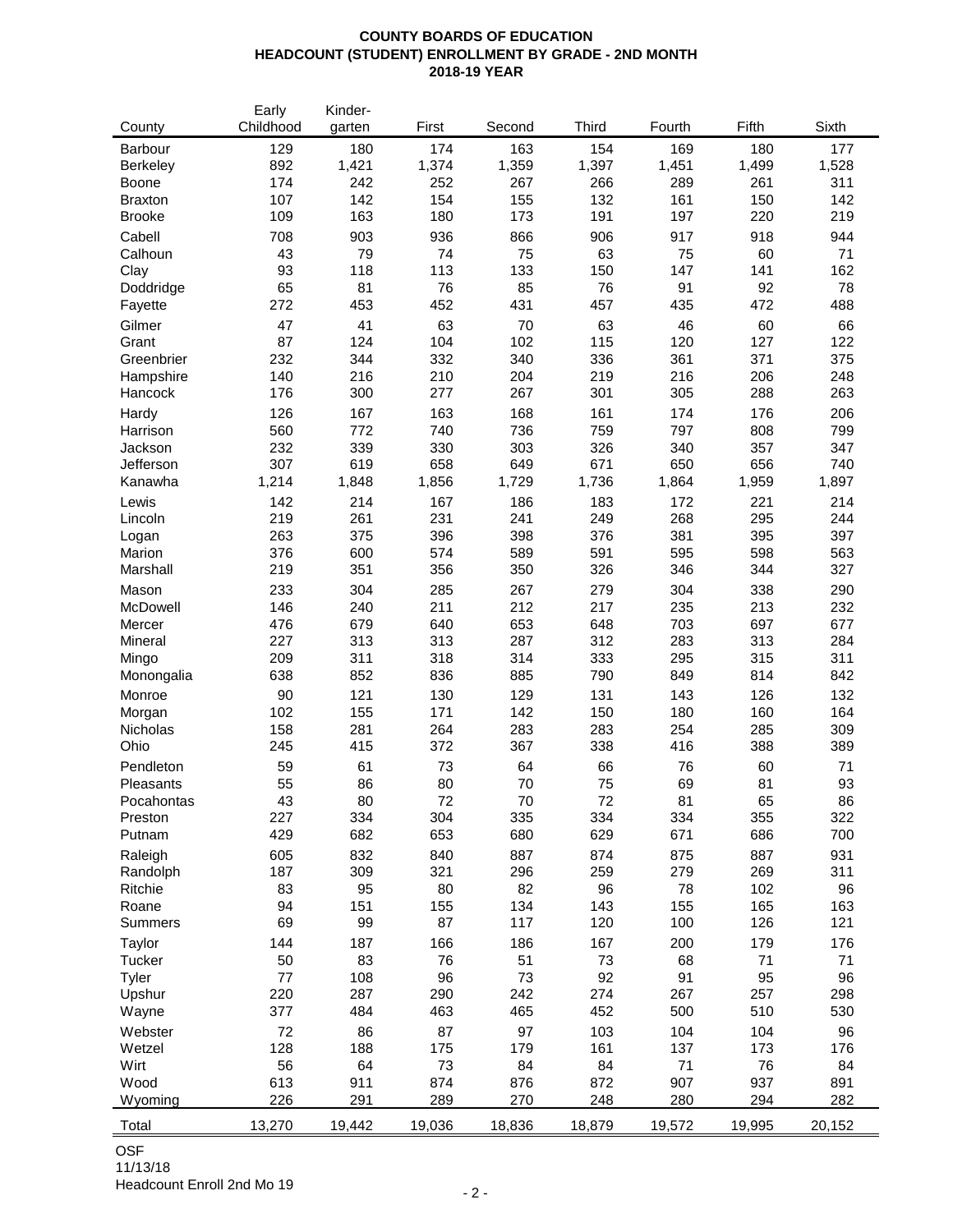**COUNTY BOARDS OF EDUCATION**
**HEADCOUNT (STUDENT) ENROLLMENT BY GRADE - 2ND MONTH**
**2018-19 YEAR**

| County | Early Childhood | Kinder-garten | First | Second | Third | Fourth | Fifth | Sixth |
|---|---|---|---|---|---|---|---|---|
| Barbour | 129 | 180 | 174 | 163 | 154 | 169 | 180 | 177 |
| Berkeley | 892 | 1,421 | 1,374 | 1,359 | 1,397 | 1,451 | 1,499 | 1,528 |
| Boone | 174 | 242 | 252 | 267 | 266 | 289 | 261 | 311 |
| Braxton | 107 | 142 | 154 | 155 | 132 | 161 | 150 | 142 |
| Brooke | 109 | 163 | 180 | 173 | 191 | 197 | 220 | 219 |
| Cabell | 708 | 903 | 936 | 866 | 906 | 917 | 918 | 944 |
| Calhoun | 43 | 79 | 74 | 75 | 63 | 75 | 60 | 71 |
| Clay | 93 | 118 | 113 | 133 | 150 | 147 | 141 | 162 |
| Doddridge | 65 | 81 | 76 | 85 | 76 | 91 | 92 | 78 |
| Fayette | 272 | 453 | 452 | 431 | 457 | 435 | 472 | 488 |
| Gilmer | 47 | 41 | 63 | 70 | 63 | 46 | 60 | 66 |
| Grant | 87 | 124 | 104 | 102 | 115 | 120 | 127 | 122 |
| Greenbrier | 232 | 344 | 332 | 340 | 336 | 361 | 371 | 375 |
| Hampshire | 140 | 216 | 210 | 204 | 219 | 216 | 206 | 248 |
| Hancock | 176 | 300 | 277 | 267 | 301 | 305 | 288 | 263 |
| Hardy | 126 | 167 | 163 | 168 | 161 | 174 | 176 | 206 |
| Harrison | 560 | 772 | 740 | 736 | 759 | 797 | 808 | 799 |
| Jackson | 232 | 339 | 330 | 303 | 326 | 340 | 357 | 347 |
| Jefferson | 307 | 619 | 658 | 649 | 671 | 650 | 656 | 740 |
| Kanawha | 1,214 | 1,848 | 1,856 | 1,729 | 1,736 | 1,864 | 1,959 | 1,897 |
| Lewis | 142 | 214 | 167 | 186 | 183 | 172 | 221 | 214 |
| Lincoln | 219 | 261 | 231 | 241 | 249 | 268 | 295 | 244 |
| Logan | 263 | 375 | 396 | 398 | 376 | 381 | 395 | 397 |
| Marion | 376 | 600 | 574 | 589 | 591 | 595 | 598 | 563 |
| Marshall | 219 | 351 | 356 | 350 | 326 | 346 | 344 | 327 |
| Mason | 233 | 304 | 285 | 267 | 279 | 304 | 338 | 290 |
| McDowell | 146 | 240 | 211 | 212 | 217 | 235 | 213 | 232 |
| Mercer | 476 | 679 | 640 | 653 | 648 | 703 | 697 | 677 |
| Mineral | 227 | 313 | 313 | 287 | 312 | 283 | 313 | 284 |
| Mingo | 209 | 311 | 318 | 314 | 333 | 295 | 315 | 311 |
| Monongalia | 638 | 852 | 836 | 885 | 790 | 849 | 814 | 842 |
| Monroe | 90 | 121 | 130 | 129 | 131 | 143 | 126 | 132 |
| Morgan | 102 | 155 | 171 | 142 | 150 | 180 | 160 | 164 |
| Nicholas | 158 | 281 | 264 | 283 | 283 | 254 | 285 | 309 |
| Ohio | 245 | 415 | 372 | 367 | 338 | 416 | 388 | 389 |
| Pendleton | 59 | 61 | 73 | 64 | 66 | 76 | 60 | 71 |
| Pleasants | 55 | 86 | 80 | 70 | 75 | 69 | 81 | 93 |
| Pocahontas | 43 | 80 | 72 | 70 | 72 | 81 | 65 | 86 |
| Preston | 227 | 334 | 304 | 335 | 334 | 334 | 355 | 322 |
| Putnam | 429 | 682 | 653 | 680 | 629 | 671 | 686 | 700 |
| Raleigh | 605 | 832 | 840 | 887 | 874 | 875 | 887 | 931 |
| Randolph | 187 | 309 | 321 | 296 | 259 | 279 | 269 | 311 |
| Ritchie | 83 | 95 | 80 | 82 | 96 | 78 | 102 | 96 |
| Roane | 94 | 151 | 155 | 134 | 143 | 155 | 165 | 163 |
| Summers | 69 | 99 | 87 | 117 | 120 | 100 | 126 | 121 |
| Taylor | 144 | 187 | 166 | 186 | 167 | 200 | 179 | 176 |
| Tucker | 50 | 83 | 76 | 51 | 73 | 68 | 71 | 71 |
| Tyler | 77 | 108 | 96 | 73 | 92 | 91 | 95 | 96 |
| Upshur | 220 | 287 | 290 | 242 | 274 | 267 | 257 | 298 |
| Wayne | 377 | 484 | 463 | 465 | 452 | 500 | 510 | 530 |
| Webster | 72 | 86 | 87 | 97 | 103 | 104 | 104 | 96 |
| Wetzel | 128 | 188 | 175 | 179 | 161 | 137 | 173 | 176 |
| Wirt | 56 | 64 | 73 | 84 | 84 | 71 | 76 | 84 |
| Wood | 613 | 911 | 874 | 876 | 872 | 907 | 937 | 891 |
| Wyoming | 226 | 291 | 289 | 270 | 248 | 280 | 294 | 282 |
| Total | 13,270 | 19,442 | 19,036 | 18,836 | 18,879 | 19,572 | 19,995 | 20,152 |

OSF
11/13/18
Headcount Enroll 2nd Mo 19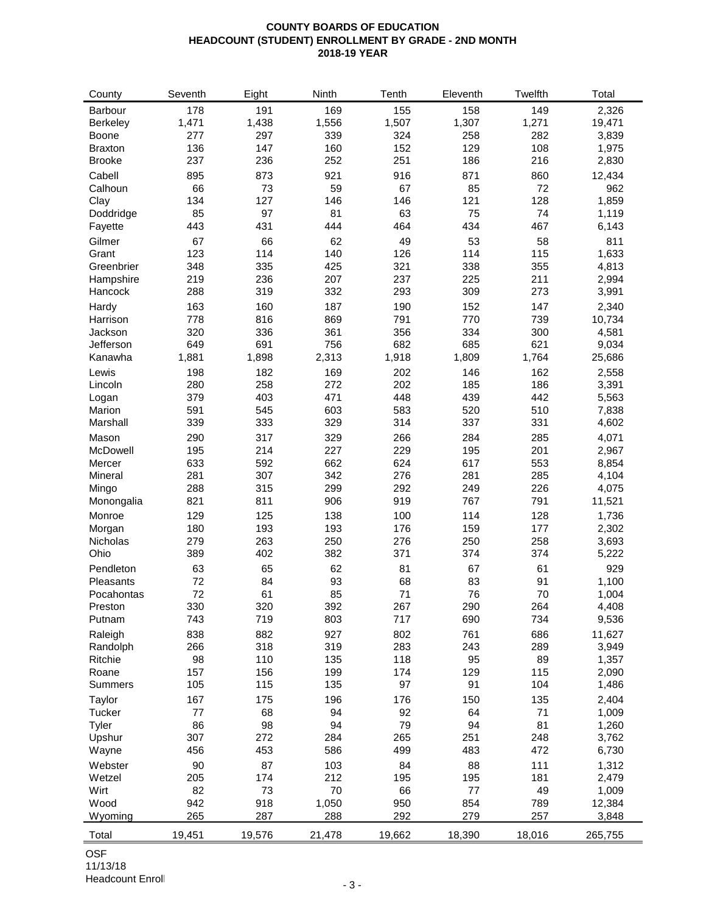**COUNTY BOARDS OF EDUCATION**
**HEADCOUNT (STUDENT) ENROLLMENT BY GRADE - 2ND MONTH**
**2018-19 YEAR**

| County | Seventh | Eight | Ninth | Tenth | Eleventh | Twelfth | Total |
|---|---|---|---|---|---|---|---|
| Barbour | 178 | 191 | 169 | 155 | 158 | 149 | 2,326 |
| Berkeley | 1,471 | 1,438 | 1,556 | 1,507 | 1,307 | 1,271 | 19,471 |
| Boone | 277 | 297 | 339 | 324 | 258 | 282 | 3,839 |
| Braxton | 136 | 147 | 160 | 152 | 129 | 108 | 1,975 |
| Brooke | 237 | 236 | 252 | 251 | 186 | 216 | 2,830 |
| Cabell | 895 | 873 | 921 | 916 | 871 | 860 | 12,434 |
| Calhoun | 66 | 73 | 59 | 67 | 85 | 72 | 962 |
| Clay | 134 | 127 | 146 | 146 | 121 | 128 | 1,859 |
| Doddridge | 85 | 97 | 81 | 63 | 75 | 74 | 1,119 |
| Fayette | 443 | 431 | 444 | 464 | 434 | 467 | 6,143 |
| Gilmer | 67 | 66 | 62 | 49 | 53 | 58 | 811 |
| Grant | 123 | 114 | 140 | 126 | 114 | 115 | 1,633 |
| Greenbrier | 348 | 335 | 425 | 321 | 338 | 355 | 4,813 |
| Hampshire | 219 | 236 | 207 | 237 | 225 | 211 | 2,994 |
| Hancock | 288 | 319 | 332 | 293 | 309 | 273 | 3,991 |
| Hardy | 163 | 160 | 187 | 190 | 152 | 147 | 2,340 |
| Harrison | 778 | 816 | 869 | 791 | 770 | 739 | 10,734 |
| Jackson | 320 | 336 | 361 | 356 | 334 | 300 | 4,581 |
| Jefferson | 649 | 691 | 756 | 682 | 685 | 621 | 9,034 |
| Kanawha | 1,881 | 1,898 | 2,313 | 1,918 | 1,809 | 1,764 | 25,686 |
| Lewis | 198 | 182 | 169 | 202 | 146 | 162 | 2,558 |
| Lincoln | 280 | 258 | 272 | 202 | 185 | 186 | 3,391 |
| Logan | 379 | 403 | 471 | 448 | 439 | 442 | 5,563 |
| Marion | 591 | 545 | 603 | 583 | 520 | 510 | 7,838 |
| Marshall | 339 | 333 | 329 | 314 | 337 | 331 | 4,602 |
| Mason | 290 | 317 | 329 | 266 | 284 | 285 | 4,071 |
| McDowell | 195 | 214 | 227 | 229 | 195 | 201 | 2,967 |
| Mercer | 633 | 592 | 662 | 624 | 617 | 553 | 8,854 |
| Mineral | 281 | 307 | 342 | 276 | 281 | 285 | 4,104 |
| Mingo | 288 | 315 | 299 | 292 | 249 | 226 | 4,075 |
| Monongalia | 821 | 811 | 906 | 919 | 767 | 791 | 11,521 |
| Monroe | 129 | 125 | 138 | 100 | 114 | 128 | 1,736 |
| Morgan | 180 | 193 | 193 | 176 | 159 | 177 | 2,302 |
| Nicholas | 279 | 263 | 250 | 276 | 250 | 258 | 3,693 |
| Ohio | 389 | 402 | 382 | 371 | 374 | 374 | 5,222 |
| Pendleton | 63 | 65 | 62 | 81 | 67 | 61 | 929 |
| Pleasants | 72 | 84 | 93 | 68 | 83 | 91 | 1,100 |
| Pocahontas | 72 | 61 | 85 | 71 | 76 | 70 | 1,004 |
| Preston | 330 | 320 | 392 | 267 | 290 | 264 | 4,408 |
| Putnam | 743 | 719 | 803 | 717 | 690 | 734 | 9,536 |
| Raleigh | 838 | 882 | 927 | 802 | 761 | 686 | 11,627 |
| Randolph | 266 | 318 | 319 | 283 | 243 | 289 | 3,949 |
| Ritchie | 98 | 110 | 135 | 118 | 95 | 89 | 1,357 |
| Roane | 157 | 156 | 199 | 174 | 129 | 115 | 2,090 |
| Summers | 105 | 115 | 135 | 97 | 91 | 104 | 1,486 |
| Taylor | 167 | 175 | 196 | 176 | 150 | 135 | 2,404 |
| Tucker | 77 | 68 | 94 | 92 | 64 | 71 | 1,009 |
| Tyler | 86 | 98 | 94 | 79 | 94 | 81 | 1,260 |
| Upshur | 307 | 272 | 284 | 265 | 251 | 248 | 3,762 |
| Wayne | 456 | 453 | 586 | 499 | 483 | 472 | 6,730 |
| Webster | 90 | 87 | 103 | 84 | 88 | 111 | 1,312 |
| Wetzel | 205 | 174 | 212 | 195 | 195 | 181 | 2,479 |
| Wirt | 82 | 73 | 70 | 66 | 77 | 49 | 1,009 |
| Wood | 942 | 918 | 1,050 | 950 | 854 | 789 | 12,384 |
| Wyoming | 265 | 287 | 288 | 292 | 279 | 257 | 3,848 |
| Total | 19,451 | 19,576 | 21,478 | 19,662 | 18,390 | 18,016 | 265,755 |

OSF
11/13/18
Headcount Enroll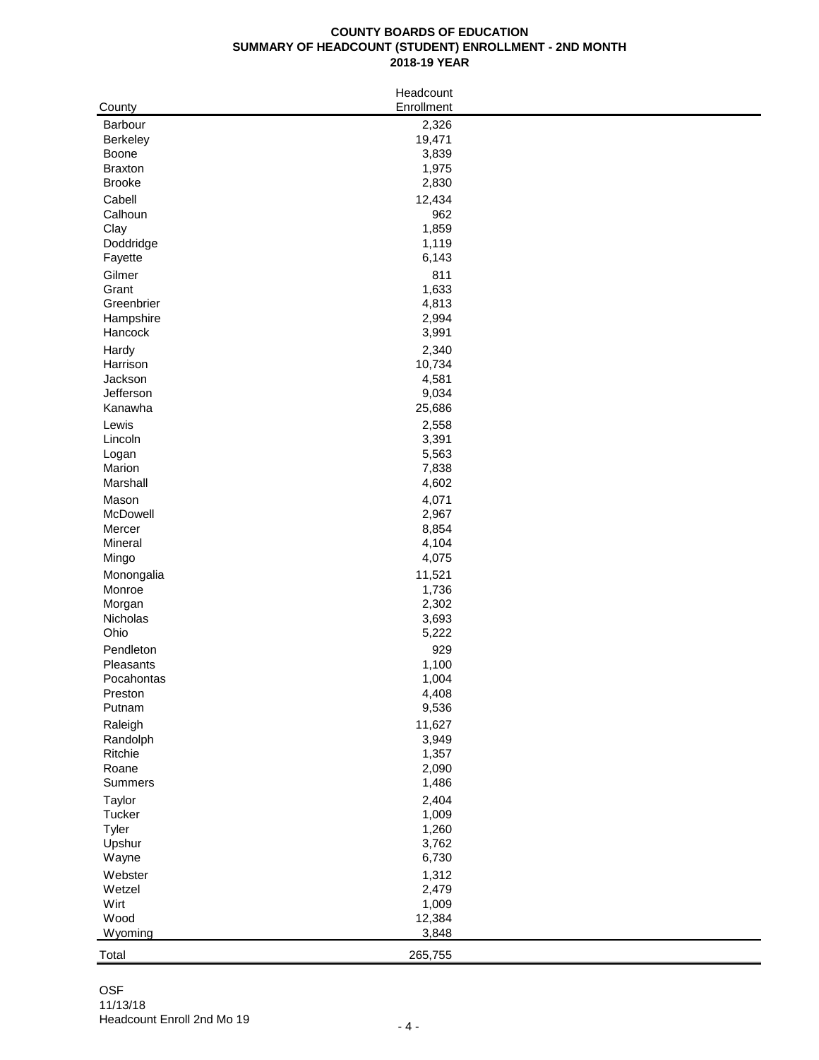**COUNTY BOARDS OF EDUCATION**
**SUMMARY OF HEADCOUNT (STUDENT) ENROLLMENT - 2ND MONTH**
**2018-19 YEAR**

| County | Headcount Enrollment |
|---|---|
| Barbour | 2,326 |
| Berkeley | 19,471 |
| Boone | 3,839 |
| Braxton | 1,975 |
| Brooke | 2,830 |
| Cabell | 12,434 |
| Calhoun | 962 |
| Clay | 1,859 |
| Doddridge | 1,119 |
| Fayette | 6,143 |
| Gilmer | 811 |
| Grant | 1,633 |
| Greenbrier | 4,813 |
| Hampshire | 2,994 |
| Hancock | 3,991 |
| Hardy | 2,340 |
| Harrison | 10,734 |
| Jackson | 4,581 |
| Jefferson | 9,034 |
| Kanawha | 25,686 |
| Lewis | 2,558 |
| Lincoln | 3,391 |
| Logan | 5,563 |
| Marion | 7,838 |
| Marshall | 4,602 |
| Mason | 4,071 |
| McDowell | 2,967 |
| Mercer | 8,854 |
| Mineral | 4,104 |
| Mingo | 4,075 |
| Monongalia | 11,521 |
| Monroe | 1,736 |
| Morgan | 2,302 |
| Nicholas | 3,693 |
| Ohio | 5,222 |
| Pendleton | 929 |
| Pleasants | 1,100 |
| Pocahontas | 1,004 |
| Preston | 4,408 |
| Putnam | 9,536 |
| Raleigh | 11,627 |
| Randolph | 3,949 |
| Ritchie | 1,357 |
| Roane | 2,090 |
| Summers | 1,486 |
| Taylor | 2,404 |
| Tucker | 1,009 |
| Tyler | 1,260 |
| Upshur | 3,762 |
| Wayne | 6,730 |
| Webster | 1,312 |
| Wetzel | 2,479 |
| Wirt | 1,009 |
| Wood | 12,384 |
| Wyoming | 3,848 |
| Total | 265,755 |

OSF
11/13/18
Headcount Enroll 2nd Mo 19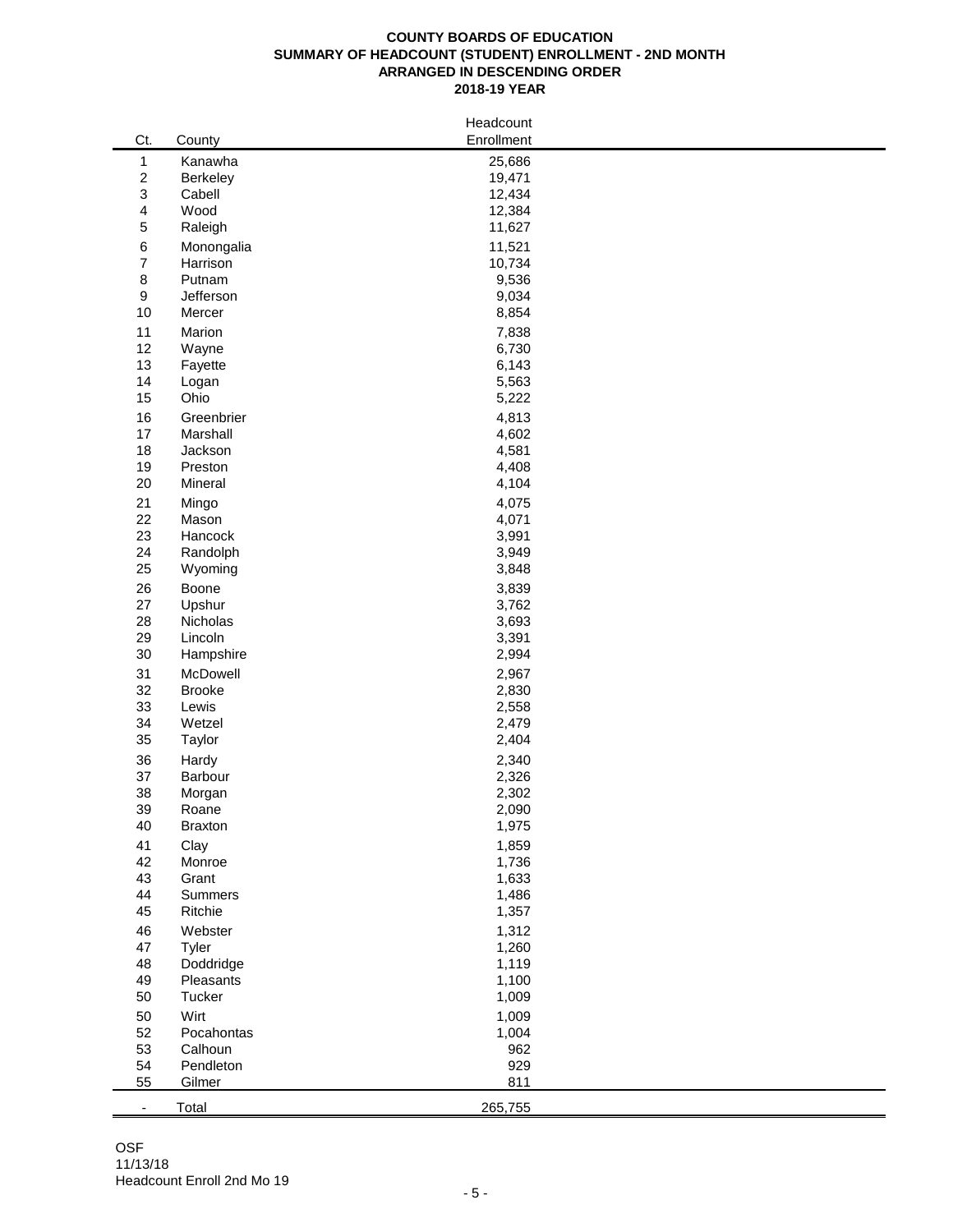**COUNTY BOARDS OF EDUCATION**
**SUMMARY OF HEADCOUNT (STUDENT) ENROLLMENT - 2ND MONTH**
**ARRANGED IN DESCENDING ORDER**
**2018-19 YEAR**

| Ct. | County | Headcount Enrollment |
|---|---|---|
| 1 | Kanawha | 25,686 |
| 2 | Berkeley | 19,471 |
| 3 | Cabell | 12,434 |
| 4 | Wood | 12,384 |
| 5 | Raleigh | 11,627 |
| 6 | Monongalia | 11,521 |
| 7 | Harrison | 10,734 |
| 8 | Putnam | 9,536 |
| 9 | Jefferson | 9,034 |
| 10 | Mercer | 8,854 |
| 11 | Marion | 7,838 |
| 12 | Wayne | 6,730 |
| 13 | Fayette | 6,143 |
| 14 | Logan | 5,563 |
| 15 | Ohio | 5,222 |
| 16 | Greenbrier | 4,813 |
| 17 | Marshall | 4,602 |
| 18 | Jackson | 4,581 |
| 19 | Preston | 4,408 |
| 20 | Mineral | 4,104 |
| 21 | Mingo | 4,075 |
| 22 | Mason | 4,071 |
| 23 | Hancock | 3,991 |
| 24 | Randolph | 3,949 |
| 25 | Wyoming | 3,848 |
| 26 | Boone | 3,839 |
| 27 | Upshur | 3,762 |
| 28 | Nicholas | 3,693 |
| 29 | Lincoln | 3,391 |
| 30 | Hampshire | 2,994 |
| 31 | McDowell | 2,967 |
| 32 | Brooke | 2,830 |
| 33 | Lewis | 2,558 |
| 34 | Wetzel | 2,479 |
| 35 | Taylor | 2,404 |
| 36 | Hardy | 2,340 |
| 37 | Barbour | 2,326 |
| 38 | Morgan | 2,302 |
| 39 | Roane | 2,090 |
| 40 | Braxton | 1,975 |
| 41 | Clay | 1,859 |
| 42 | Monroe | 1,736 |
| 43 | Grant | 1,633 |
| 44 | Summers | 1,486 |
| 45 | Ritchie | 1,357 |
| 46 | Webster | 1,312 |
| 47 | Tyler | 1,260 |
| 48 | Doddridge | 1,119 |
| 49 | Pleasants | 1,100 |
| 50 | Tucker | 1,009 |
| 50 | Wirt | 1,009 |
| 52 | Pocahontas | 1,004 |
| 53 | Calhoun | 962 |
| 54 | Pendleton | 929 |
| 55 | Gilmer | 811 |
| - | Total | 265,755 |

OSF
11/13/18
Headcount Enroll 2nd Mo 19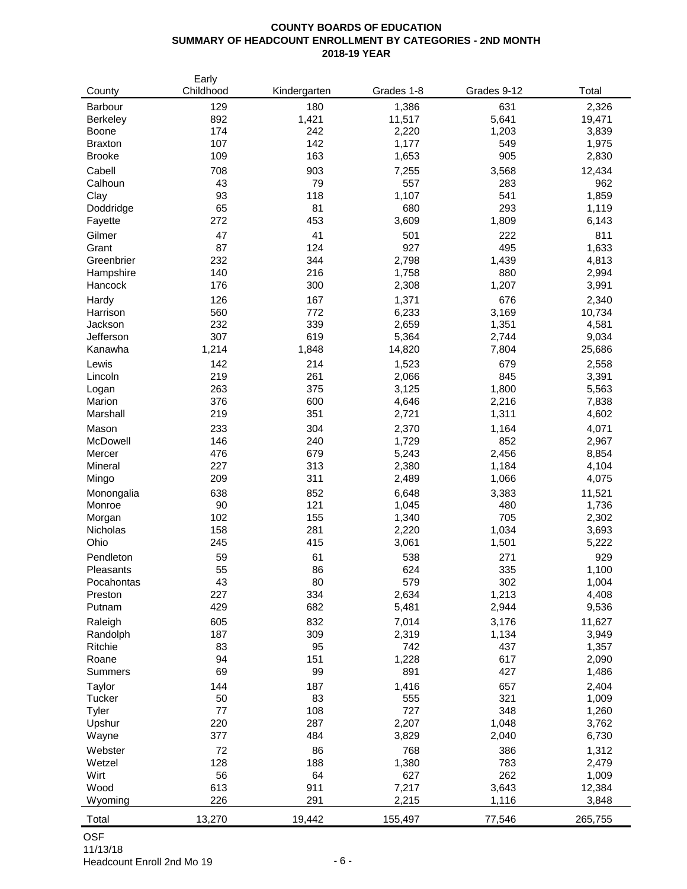**COUNTY BOARDS OF EDUCATION**
**SUMMARY OF HEADCOUNT ENROLLMENT BY CATEGORIES - 2ND MONTH**
**2018-19 YEAR**

| County | Early Childhood | Kindergarten | Grades 1-8 | Grades 9-12 | Total |
|---|---|---|---|---|---|
| Barbour | 129 | 180 | 1,386 | 631 | 2,326 |
| Berkeley | 892 | 1,421 | 11,517 | 5,641 | 19,471 |
| Boone | 174 | 242 | 2,220 | 1,203 | 3,839 |
| Braxton | 107 | 142 | 1,177 | 549 | 1,975 |
| Brooke | 109 | 163 | 1,653 | 905 | 2,830 |
| Cabell | 708 | 903 | 7,255 | 3,568 | 12,434 |
| Calhoun | 43 | 79 | 557 | 283 | 962 |
| Clay | 93 | 118 | 1,107 | 541 | 1,859 |
| Doddridge | 65 | 81 | 680 | 293 | 1,119 |
| Fayette | 272 | 453 | 3,609 | 1,809 | 6,143 |
| Gilmer | 47 | 41 | 501 | 222 | 811 |
| Grant | 87 | 124 | 927 | 495 | 1,633 |
| Greenbrier | 232 | 344 | 2,798 | 1,439 | 4,813 |
| Hampshire | 140 | 216 | 1,758 | 880 | 2,994 |
| Hancock | 176 | 300 | 2,308 | 1,207 | 3,991 |
| Hardy | 126 | 167 | 1,371 | 676 | 2,340 |
| Harrison | 560 | 772 | 6,233 | 3,169 | 10,734 |
| Jackson | 232 | 339 | 2,659 | 1,351 | 4,581 |
| Jefferson | 307 | 619 | 5,364 | 2,744 | 9,034 |
| Kanawha | 1,214 | 1,848 | 14,820 | 7,804 | 25,686 |
| Lewis | 142 | 214 | 1,523 | 679 | 2,558 |
| Lincoln | 219 | 261 | 2,066 | 845 | 3,391 |
| Logan | 263 | 375 | 3,125 | 1,800 | 5,563 |
| Marion | 376 | 600 | 4,646 | 2,216 | 7,838 |
| Marshall | 219 | 351 | 2,721 | 1,311 | 4,602 |
| Mason | 233 | 304 | 2,370 | 1,164 | 4,071 |
| McDowell | 146 | 240 | 1,729 | 852 | 2,967 |
| Mercer | 476 | 679 | 5,243 | 2,456 | 8,854 |
| Mineral | 227 | 313 | 2,380 | 1,184 | 4,104 |
| Mingo | 209 | 311 | 2,489 | 1,066 | 4,075 |
| Monongalia | 638 | 852 | 6,648 | 3,383 | 11,521 |
| Monroe | 90 | 121 | 1,045 | 480 | 1,736 |
| Morgan | 102 | 155 | 1,340 | 705 | 2,302 |
| Nicholas | 158 | 281 | 2,220 | 1,034 | 3,693 |
| Ohio | 245 | 415 | 3,061 | 1,501 | 5,222 |
| Pendleton | 59 | 61 | 538 | 271 | 929 |
| Pleasants | 55 | 86 | 624 | 335 | 1,100 |
| Pocahontas | 43 | 80 | 579 | 302 | 1,004 |
| Preston | 227 | 334 | 2,634 | 1,213 | 4,408 |
| Putnam | 429 | 682 | 5,481 | 2,944 | 9,536 |
| Raleigh | 605 | 832 | 7,014 | 3,176 | 11,627 |
| Randolph | 187 | 309 | 2,319 | 1,134 | 3,949 |
| Ritchie | 83 | 95 | 742 | 437 | 1,357 |
| Roane | 94 | 151 | 1,228 | 617 | 2,090 |
| Summers | 69 | 99 | 891 | 427 | 1,486 |
| Taylor | 144 | 187 | 1,416 | 657 | 2,404 |
| Tucker | 50 | 83 | 555 | 321 | 1,009 |
| Tyler | 77 | 108 | 727 | 348 | 1,260 |
| Upshur | 220 | 287 | 2,207 | 1,048 | 3,762 |
| Wayne | 377 | 484 | 3,829 | 2,040 | 6,730 |
| Webster | 72 | 86 | 768 | 386 | 1,312 |
| Wetzel | 128 | 188 | 1,380 | 783 | 2,479 |
| Wirt | 56 | 64 | 627 | 262 | 1,009 |
| Wood | 613 | 911 | 7,217 | 3,643 | 12,384 |
| Wyoming | 226 | 291 | 2,215 | 1,116 | 3,848 |
| Total | 13,270 | 19,442 | 155,497 | 77,546 | 265,755 |

OSF
11/13/18
Headcount Enroll 2nd Mo 19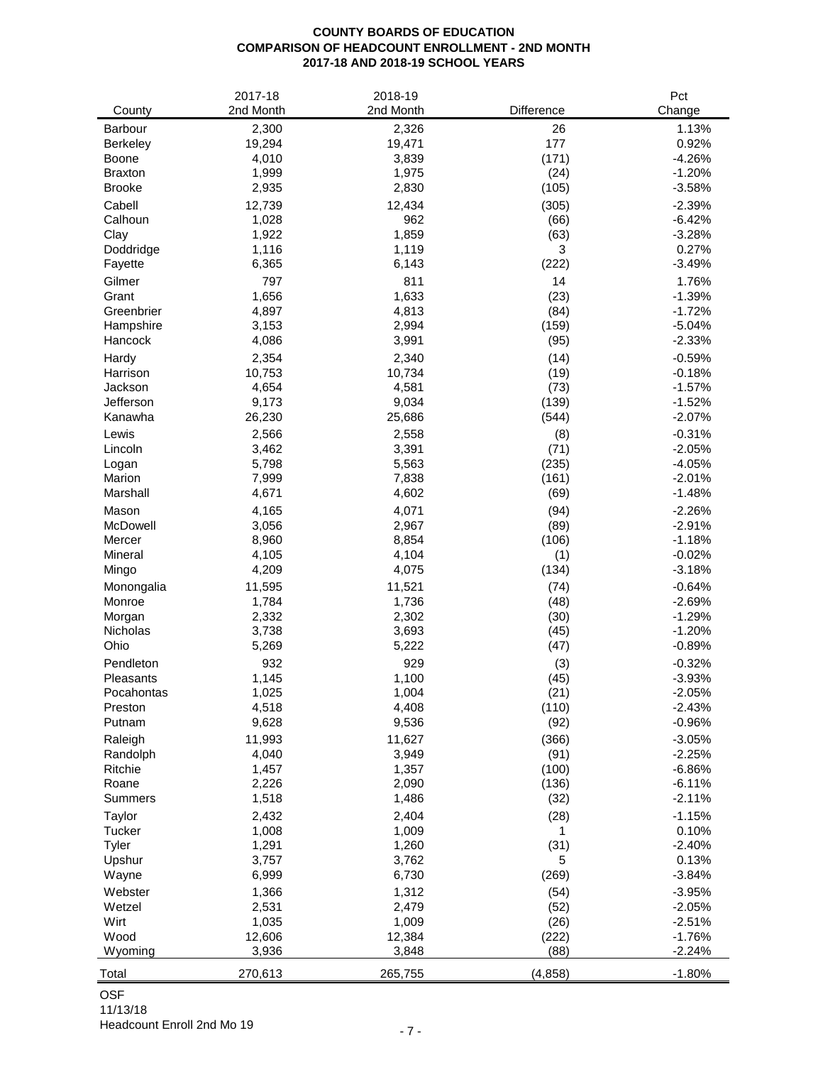**COUNTY BOARDS OF EDUCATION**
**COMPARISON OF HEADCOUNT ENROLLMENT - 2ND MONTH**
**2017-18 AND 2018-19 SCHOOL YEARS**

| County | 2017-18 2nd Month | 2018-19 2nd Month | Difference | Pct Change |
|---|---|---|---|---|
| Barbour | 2,300 | 2,326 | 26 | 1.13% |
| Berkeley | 19,294 | 19,471 | 177 | 0.92% |
| Boone | 4,010 | 3,839 | (171) | -4.26% |
| Braxton | 1,999 | 1,975 | (24) | -1.20% |
| Brooke | 2,935 | 2,830 | (105) | -3.58% |
| Cabell | 12,739 | 12,434 | (305) | -2.39% |
| Calhoun | 1,028 | 962 | (66) | -6.42% |
| Clay | 1,922 | 1,859 | (63) | -3.28% |
| Doddridge | 1,116 | 1,119 | 3 | 0.27% |
| Fayette | 6,365 | 6,143 | (222) | -3.49% |
| Gilmer | 797 | 811 | 14 | 1.76% |
| Grant | 1,656 | 1,633 | (23) | -1.39% |
| Greenbrier | 4,897 | 4,813 | (84) | -1.72% |
| Hampshire | 3,153 | 2,994 | (159) | -5.04% |
| Hancock | 4,086 | 3,991 | (95) | -2.33% |
| Hardy | 2,354 | 2,340 | (14) | -0.59% |
| Harrison | 10,753 | 10,734 | (19) | -0.18% |
| Jackson | 4,654 | 4,581 | (73) | -1.57% |
| Jefferson | 9,173 | 9,034 | (139) | -1.52% |
| Kanawha | 26,230 | 25,686 | (544) | -2.07% |
| Lewis | 2,566 | 2,558 | (8) | -0.31% |
| Lincoln | 3,462 | 3,391 | (71) | -2.05% |
| Logan | 5,798 | 5,563 | (235) | -4.05% |
| Marion | 7,999 | 7,838 | (161) | -2.01% |
| Marshall | 4,671 | 4,602 | (69) | -1.48% |
| Mason | 4,165 | 4,071 | (94) | -2.26% |
| McDowell | 3,056 | 2,967 | (89) | -2.91% |
| Mercer | 8,960 | 8,854 | (106) | -1.18% |
| Mineral | 4,105 | 4,104 | (1) | -0.02% |
| Mingo | 4,209 | 4,075 | (134) | -3.18% |
| Monongalia | 11,595 | 11,521 | (74) | -0.64% |
| Monroe | 1,784 | 1,736 | (48) | -2.69% |
| Morgan | 2,332 | 2,302 | (30) | -1.29% |
| Nicholas | 3,738 | 3,693 | (45) | -1.20% |
| Ohio | 5,269 | 5,222 | (47) | -0.89% |
| Pendleton | 932 | 929 | (3) | -0.32% |
| Pleasants | 1,145 | 1,100 | (45) | -3.93% |
| Pocahontas | 1,025 | 1,004 | (21) | -2.05% |
| Preston | 4,518 | 4,408 | (110) | -2.43% |
| Putnam | 9,628 | 9,536 | (92) | -0.96% |
| Raleigh | 11,993 | 11,627 | (366) | -3.05% |
| Randolph | 4,040 | 3,949 | (91) | -2.25% |
| Ritchie | 1,457 | 1,357 | (100) | -6.86% |
| Roane | 2,226 | 2,090 | (136) | -6.11% |
| Summers | 1,518 | 1,486 | (32) | -2.11% |
| Taylor | 2,432 | 2,404 | (28) | -1.15% |
| Tucker | 1,008 | 1,009 | 1 | 0.10% |
| Tyler | 1,291 | 1,260 | (31) | -2.40% |
| Upshur | 3,757 | 3,762 | 5 | 0.13% |
| Wayne | 6,999 | 6,730 | (269) | -3.84% |
| Webster | 1,366 | 1,312 | (54) | -3.95% |
| Wetzel | 2,531 | 2,479 | (52) | -2.05% |
| Wirt | 1,035 | 1,009 | (26) | -2.51% |
| Wood | 12,606 | 12,384 | (222) | -1.76% |
| Wyoming | 3,936 | 3,848 | (88) | -2.24% |
| Total | 270,613 | 265,755 | (4,858) | -1.80% |

OSF
11/13/18
Headcount Enroll 2nd Mo 19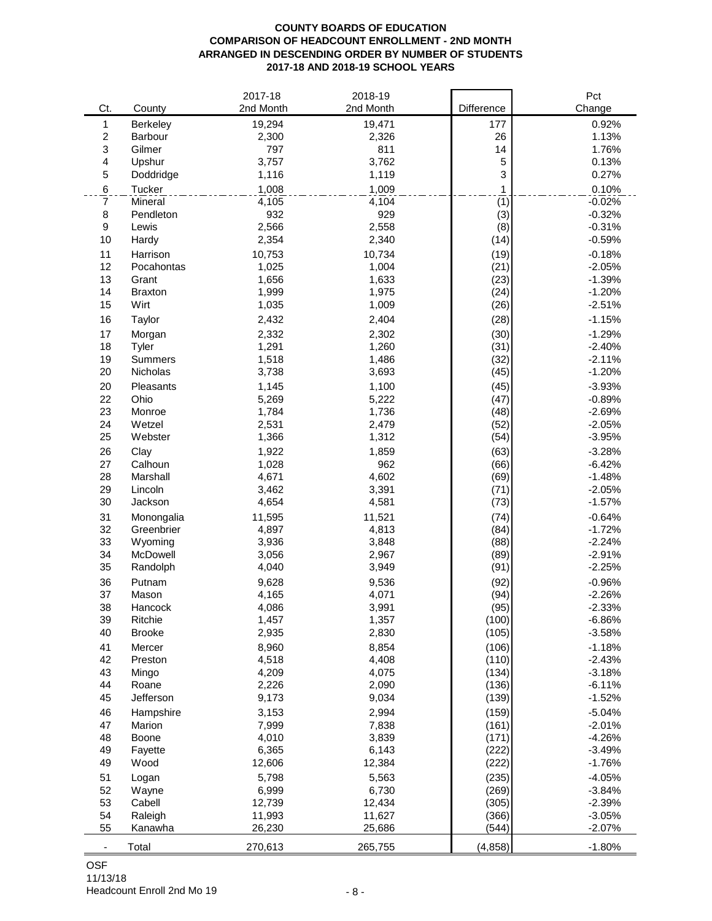**COUNTY BOARDS OF EDUCATION**
**COMPARISON OF HEADCOUNT ENROLLMENT - 2ND MONTH**
**ARRANGED IN DESCENDING ORDER BY NUMBER OF STUDENTS**
**2017-18 AND 2018-19 SCHOOL YEARS**

| Ct. | County | 2017-18 2nd Month | 2018-19 2nd Month | Difference | Pct Change |
|---|---|---|---|---|---|
| 1 | Berkeley | 19,294 | 19,471 | 177 | 0.92% |
| 2 | Barbour | 2,300 | 2,326 | 26 | 1.13% |
| 3 | Gilmer | 797 | 811 | 14 | 1.76% |
| 4 | Upshur | 3,757 | 3,762 | 5 | 0.13% |
| 5 | Doddridge | 1,116 | 1,119 | 3 | 0.27% |
| 6 | Tucker | 1,008 | 1,009 | 1 | 0.10% |
| 7 | Mineral | 4,105 | 4,104 | (1) | -0.02% |
| 8 | Pendleton | 932 | 929 | (3) | -0.32% |
| 9 | Lewis | 2,566 | 2,558 | (8) | -0.31% |
| 10 | Hardy | 2,354 | 2,340 | (14) | -0.59% |
| 11 | Harrison | 10,753 | 10,734 | (19) | -0.18% |
| 12 | Pocahontas | 1,025 | 1,004 | (21) | -2.05% |
| 13 | Grant | 1,656 | 1,633 | (23) | -1.39% |
| 14 | Braxton | 1,999 | 1,975 | (24) | -1.20% |
| 15 | Wirt | 1,035 | 1,009 | (26) | -2.51% |
| 16 | Taylor | 2,432 | 2,404 | (28) | -1.15% |
| 17 | Morgan | 2,332 | 2,302 | (30) | -1.29% |
| 18 | Tyler | 1,291 | 1,260 | (31) | -2.40% |
| 19 | Summers | 1,518 | 1,486 | (32) | -2.11% |
| 20 | Nicholas | 3,738 | 3,693 | (45) | -1.20% |
| 20 | Pleasants | 1,145 | 1,100 | (45) | -3.93% |
| 22 | Ohio | 5,269 | 5,222 | (47) | -0.89% |
| 23 | Monroe | 1,784 | 1,736 | (48) | -2.69% |
| 24 | Wetzel | 2,531 | 2,479 | (52) | -2.05% |
| 25 | Webster | 1,366 | 1,312 | (54) | -3.95% |
| 26 | Clay | 1,922 | 1,859 | (63) | -3.28% |
| 27 | Calhoun | 1,028 | 962 | (66) | -6.42% |
| 28 | Marshall | 4,671 | 4,602 | (69) | -1.48% |
| 29 | Lincoln | 3,462 | 3,391 | (71) | -2.05% |
| 30 | Jackson | 4,654 | 4,581 | (73) | -1.57% |
| 31 | Monongalia | 11,595 | 11,521 | (74) | -0.64% |
| 32 | Greenbrier | 4,897 | 4,813 | (84) | -1.72% |
| 33 | Wyoming | 3,936 | 3,848 | (88) | -2.24% |
| 34 | McDowell | 3,056 | 2,967 | (89) | -2.91% |
| 35 | Randolph | 4,040 | 3,949 | (91) | -2.25% |
| 36 | Putnam | 9,628 | 9,536 | (92) | -0.96% |
| 37 | Mason | 4,165 | 4,071 | (94) | -2.26% |
| 38 | Hancock | 4,086 | 3,991 | (95) | -2.33% |
| 39 | Ritchie | 1,457 | 1,357 | (100) | -6.86% |
| 40 | Brooke | 2,935 | 2,830 | (105) | -3.58% |
| 41 | Mercer | 8,960 | 8,854 | (106) | -1.18% |
| 42 | Preston | 4,518 | 4,408 | (110) | -2.43% |
| 43 | Mingo | 4,209 | 4,075 | (134) | -3.18% |
| 44 | Roane | 2,226 | 2,090 | (136) | -6.11% |
| 45 | Jefferson | 9,173 | 9,034 | (139) | -1.52% |
| 46 | Hampshire | 3,153 | 2,994 | (159) | -5.04% |
| 47 | Marion | 7,999 | 7,838 | (161) | -2.01% |
| 48 | Boone | 4,010 | 3,839 | (171) | -4.26% |
| 49 | Fayette | 6,365 | 6,143 | (222) | -3.49% |
| 49 | Wood | 12,606 | 12,384 | (222) | -1.76% |
| 51 | Logan | 5,798 | 5,563 | (235) | -4.05% |
| 52 | Wayne | 6,999 | 6,730 | (269) | -3.84% |
| 53 | Cabell | 12,739 | 12,434 | (305) | -2.39% |
| 54 | Raleigh | 11,993 | 11,627 | (366) | -3.05% |
| 55 | Kanawha | 26,230 | 25,686 | (544) | -2.07% |
| - | Total | 270,613 | 265,755 | (4,858) | -1.80% |

OSF
11/13/18
Headcount Enroll 2nd Mo 19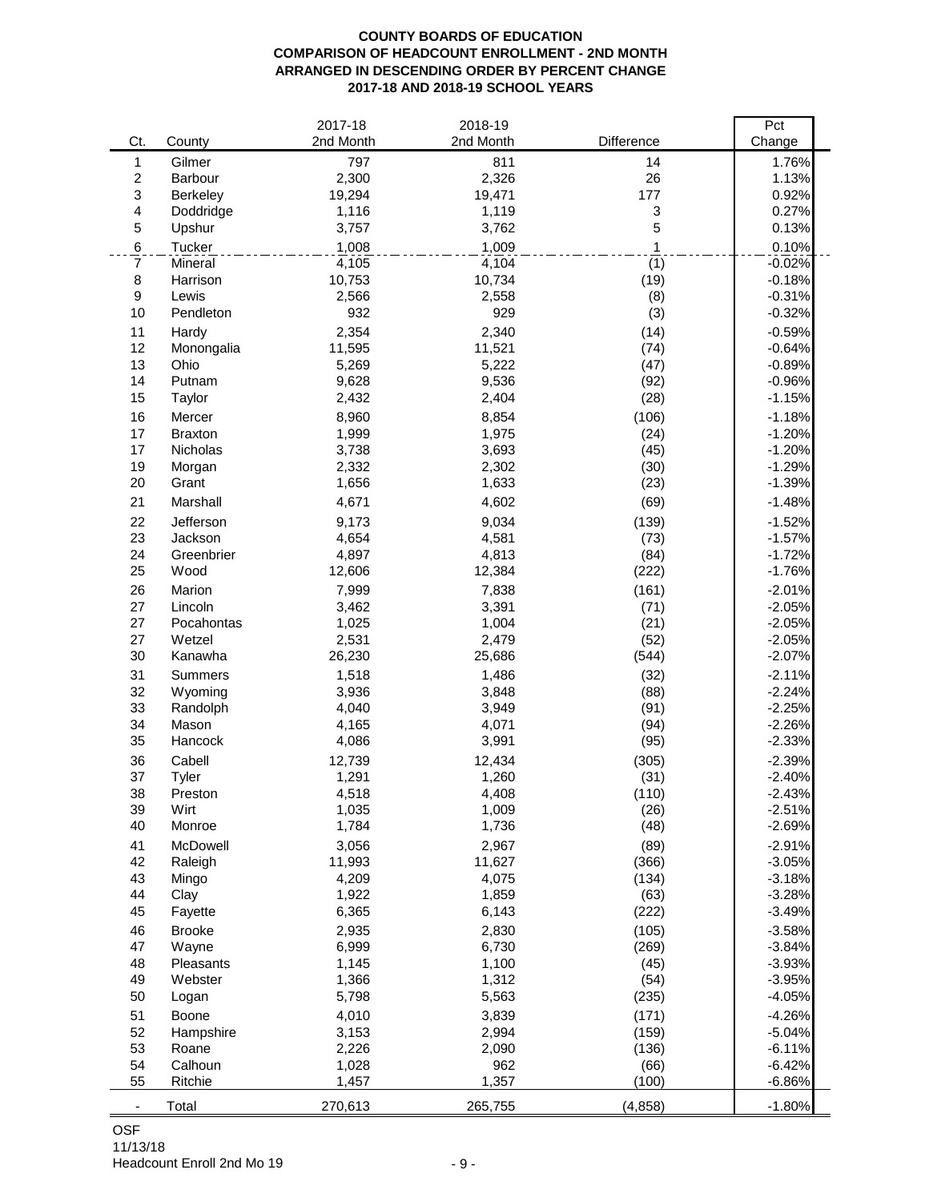**COUNTY BOARDS OF EDUCATION**
**COMPARISON OF HEADCOUNT ENROLLMENT - 2ND MONTH**
**ARRANGED IN DESCENDING ORDER BY PERCENT CHANGE**
**2017-18 AND 2018-19 SCHOOL YEARS**

| Ct. | County | 2017-18 2nd Month | 2018-19 2nd Month | Difference | Pct Change |
|---|---|---|---|---|---|
| 1 | Gilmer | 797 | 811 | 14 | 1.76% |
| 2 | Barbour | 2,300 | 2,326 | 26 | 1.13% |
| 3 | Berkeley | 19,294 | 19,471 | 177 | 0.92% |
| 4 | Doddridge | 1,116 | 1,119 | 3 | 0.27% |
| 5 | Upshur | 3,757 | 3,762 | 5 | 0.13% |
| 6 | Tucker | 1,008 | 1,009 | 1 | 0.10% |
| 7 | Mineral | 4,105 | 4,104 | (1) | -0.02% |
| 8 | Harrison | 10,753 | 10,734 | (19) | -0.18% |
| 9 | Lewis | 2,566 | 2,558 | (8) | -0.31% |
| 10 | Pendleton | 932 | 929 | (3) | -0.32% |
| 11 | Hardy | 2,354 | 2,340 | (14) | -0.59% |
| 12 | Monongalia | 11,595 | 11,521 | (74) | -0.64% |
| 13 | Ohio | 5,269 | 5,222 | (47) | -0.89% |
| 14 | Putnam | 9,628 | 9,536 | (92) | -0.96% |
| 15 | Taylor | 2,432 | 2,404 | (28) | -1.15% |
| 16 | Mercer | 8,960 | 8,854 | (106) | -1.18% |
| 17 | Braxton | 1,999 | 1,975 | (24) | -1.20% |
| 17 | Nicholas | 3,738 | 3,693 | (45) | -1.20% |
| 19 | Morgan | 2,332 | 2,302 | (30) | -1.29% |
| 20 | Grant | 1,656 | 1,633 | (23) | -1.39% |
| 21 | Marshall | 4,671 | 4,602 | (69) | -1.48% |
| 22 | Jefferson | 9,173 | 9,034 | (139) | -1.52% |
| 23 | Jackson | 4,654 | 4,581 | (73) | -1.57% |
| 24 | Greenbrier | 4,897 | 4,813 | (84) | -1.72% |
| 25 | Wood | 12,606 | 12,384 | (222) | -1.76% |
| 26 | Marion | 7,999 | 7,838 | (161) | -2.01% |
| 27 | Lincoln | 3,462 | 3,391 | (71) | -2.05% |
| 27 | Pocahontas | 1,025 | 1,004 | (21) | -2.05% |
| 27 | Wetzel | 2,531 | 2,479 | (52) | -2.05% |
| 30 | Kanawha | 26,230 | 25,686 | (544) | -2.07% |
| 31 | Summers | 1,518 | 1,486 | (32) | -2.11% |
| 32 | Wyoming | 3,936 | 3,848 | (88) | -2.24% |
| 33 | Randolph | 4,040 | 3,949 | (91) | -2.25% |
| 34 | Mason | 4,165 | 4,071 | (94) | -2.26% |
| 35 | Hancock | 4,086 | 3,991 | (95) | -2.33% |
| 36 | Cabell | 12,739 | 12,434 | (305) | -2.39% |
| 37 | Tyler | 1,291 | 1,260 | (31) | -2.40% |
| 38 | Preston | 4,518 | 4,408 | (110) | -2.43% |
| 39 | Wirt | 1,035 | 1,009 | (26) | -2.51% |
| 40 | Monroe | 1,784 | 1,736 | (48) | -2.69% |
| 41 | McDowell | 3,056 | 2,967 | (89) | -2.91% |
| 42 | Raleigh | 11,993 | 11,627 | (366) | -3.05% |
| 43 | Mingo | 4,209 | 4,075 | (134) | -3.18% |
| 44 | Clay | 1,922 | 1,859 | (63) | -3.28% |
| 45 | Fayette | 6,365 | 6,143 | (222) | -3.49% |
| 46 | Brooke | 2,935 | 2,830 | (105) | -3.58% |
| 47 | Wayne | 6,999 | 6,730 | (269) | -3.84% |
| 48 | Pleasants | 1,145 | 1,100 | (45) | -3.93% |
| 49 | Webster | 1,366 | 1,312 | (54) | -3.95% |
| 50 | Logan | 5,798 | 5,563 | (235) | -4.05% |
| 51 | Boone | 4,010 | 3,839 | (171) | -4.26% |
| 52 | Hampshire | 3,153 | 2,994 | (159) | -5.04% |
| 53 | Roane | 2,226 | 2,090 | (136) | -6.11% |
| 54 | Calhoun | 1,028 | 962 | (66) | -6.42% |
| 55 | Ritchie | 1,457 | 1,357 | (100) | -6.86% |
| - | Total | 270,613 | 265,755 | (4,858) | -1.80% |

OSF
11/13/18
Headcount Enroll 2nd Mo 19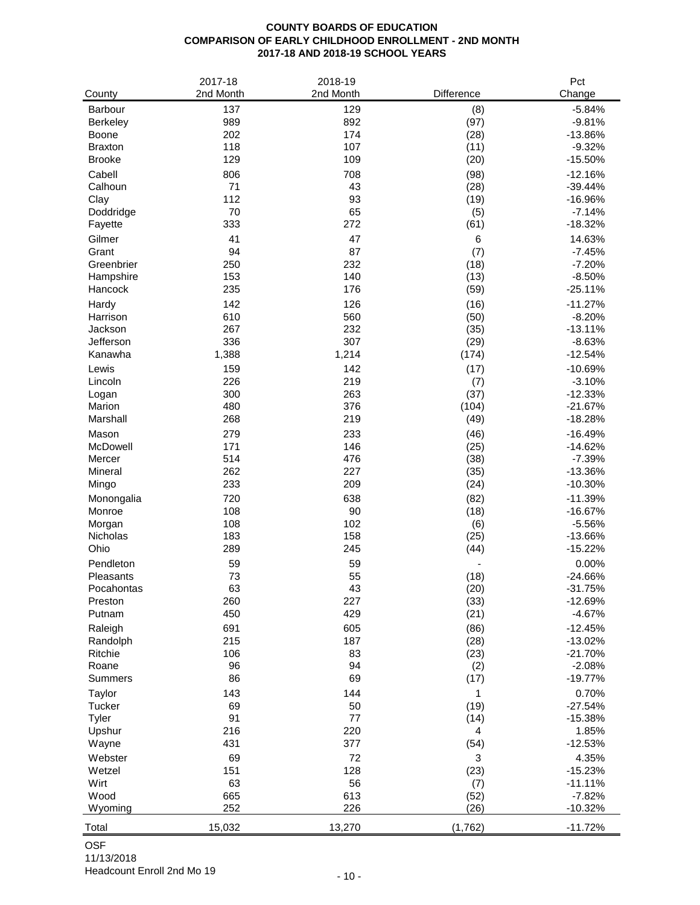**COUNTY BOARDS OF EDUCATION**
**COMPARISON OF EARLY CHILDHOOD ENROLLMENT - 2ND MONTH**
**2017-18 AND 2018-19 SCHOOL YEARS**

| County | 2017-18 2nd Month | 2018-19 2nd Month | Difference | Pct Change |
|---|---|---|---|---|
| Barbour | 137 | 129 | (8) | -5.84% |
| Berkeley | 989 | 892 | (97) | -9.81% |
| Boone | 202 | 174 | (28) | -13.86% |
| Braxton | 118 | 107 | (11) | -9.32% |
| Brooke | 129 | 109 | (20) | -15.50% |
| Cabell | 806 | 708 | (98) | -12.16% |
| Calhoun | 71 | 43 | (28) | -39.44% |
| Clay | 112 | 93 | (19) | -16.96% |
| Doddridge | 70 | 65 | (5) | -7.14% |
| Fayette | 333 | 272 | (61) | -18.32% |
| Gilmer | 41 | 47 | 6 | 14.63% |
| Grant | 94 | 87 | (7) | -7.45% |
| Greenbrier | 250 | 232 | (18) | -7.20% |
| Hampshire | 153 | 140 | (13) | -8.50% |
| Hancock | 235 | 176 | (59) | -25.11% |
| Hardy | 142 | 126 | (16) | -11.27% |
| Harrison | 610 | 560 | (50) | -8.20% |
| Jackson | 267 | 232 | (35) | -13.11% |
| Jefferson | 336 | 307 | (29) | -8.63% |
| Kanawha | 1,388 | 1,214 | (174) | -12.54% |
| Lewis | 159 | 142 | (17) | -10.69% |
| Lincoln | 226 | 219 | (7) | -3.10% |
| Logan | 300 | 263 | (37) | -12.33% |
| Marion | 480 | 376 | (104) | -21.67% |
| Marshall | 268 | 219 | (49) | -18.28% |
| Mason | 279 | 233 | (46) | -16.49% |
| McDowell | 171 | 146 | (25) | -14.62% |
| Mercer | 514 | 476 | (38) | -7.39% |
| Mineral | 262 | 227 | (35) | -13.36% |
| Mingo | 233 | 209 | (24) | -10.30% |
| Monongalia | 720 | 638 | (82) | -11.39% |
| Monroe | 108 | 90 | (18) | -16.67% |
| Morgan | 108 | 102 | (6) | -5.56% |
| Nicholas | 183 | 158 | (25) | -13.66% |
| Ohio | 289 | 245 | (44) | -15.22% |
| Pendleton | 59 | 59 | - | 0.00% |
| Pleasants | 73 | 55 | (18) | -24.66% |
| Pocahontas | 63 | 43 | (20) | -31.75% |
| Preston | 260 | 227 | (33) | -12.69% |
| Putnam | 450 | 429 | (21) | -4.67% |
| Raleigh | 691 | 605 | (86) | -12.45% |
| Randolph | 215 | 187 | (28) | -13.02% |
| Ritchie | 106 | 83 | (23) | -21.70% |
| Roane | 96 | 94 | (2) | -2.08% |
| Summers | 86 | 69 | (17) | -19.77% |
| Taylor | 143 | 144 | 1 | 0.70% |
| Tucker | 69 | 50 | (19) | -27.54% |
| Tyler | 91 | 77 | (14) | -15.38% |
| Upshur | 216 | 220 | 4 | 1.85% |
| Wayne | 431 | 377 | (54) | -12.53% |
| Webster | 69 | 72 | 3 | 4.35% |
| Wetzel | 151 | 128 | (23) | -15.23% |
| Wirt | 63 | 56 | (7) | -11.11% |
| Wood | 665 | 613 | (52) | -7.82% |
| Wyoming | 252 | 226 | (26) | -10.32% |
| Total | 15,032 | 13,270 | (1,762) | -11.72% |

OSF
11/13/2018
Headcount Enroll 2nd Mo 19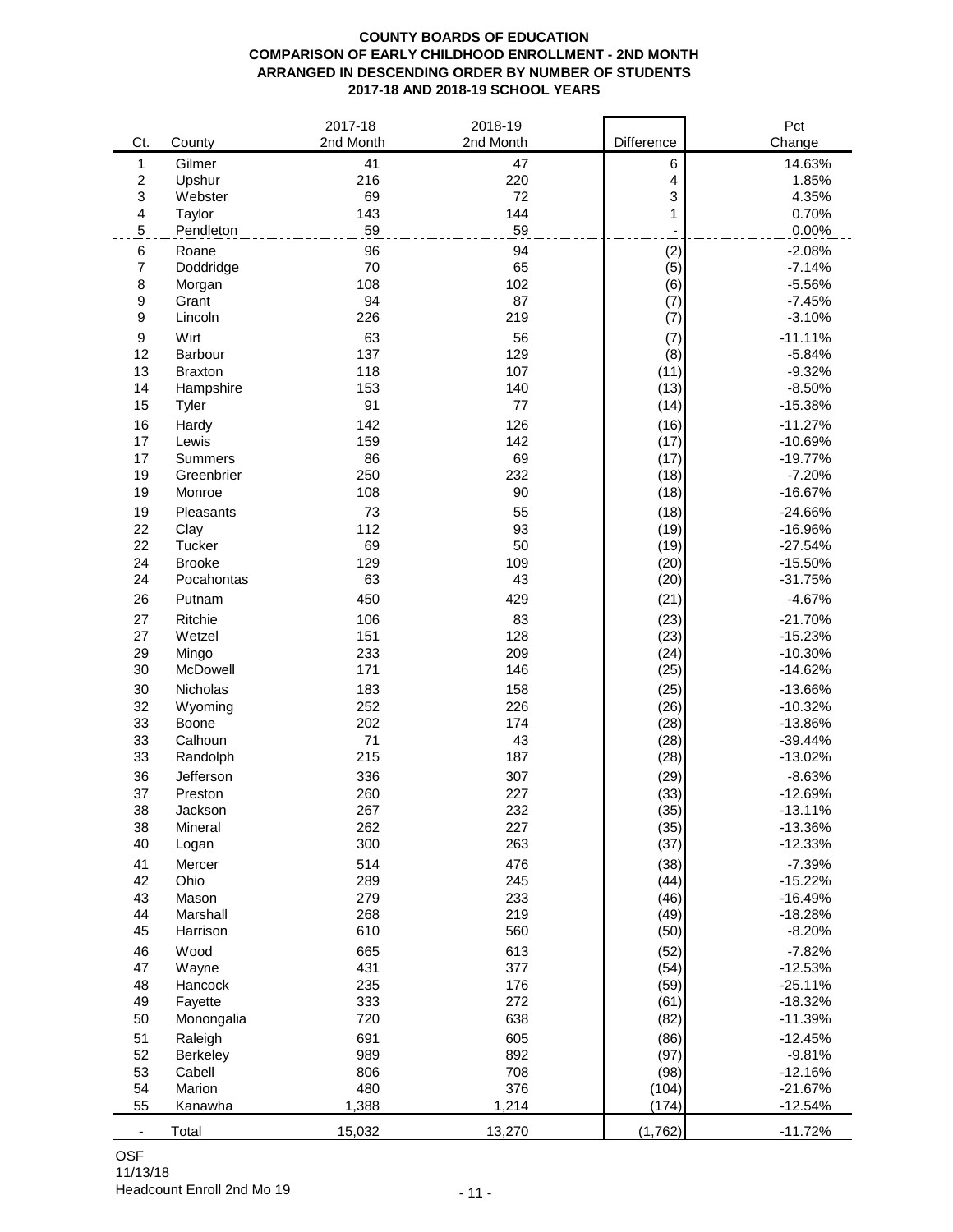**COUNTY BOARDS OF EDUCATION**
**COMPARISON OF EARLY CHILDHOOD ENROLLMENT - 2ND MONTH**
**ARRANGED IN DESCENDING ORDER BY NUMBER OF STUDENTS**
**2017-18 AND 2018-19 SCHOOL YEARS**

| Ct. | County | 2017-18 2nd Month | 2018-19 2nd Month | Difference | Pct Change |
|---|---|---|---|---|---|
| 1 | Gilmer | 41 | 47 | 6 | 14.63% |
| 2 | Upshur | 216 | 220 | 4 | 1.85% |
| 3 | Webster | 69 | 72 | 3 | 4.35% |
| 4 | Taylor | 143 | 144 | 1 | 0.70% |
| 5 | Pendleton | 59 | 59 | - | 0.00% |
| 6 | Roane | 96 | 94 | (2) | -2.08% |
| 7 | Doddridge | 70 | 65 | (5) | -7.14% |
| 8 | Morgan | 108 | 102 | (6) | -5.56% |
| 9 | Grant | 94 | 87 | (7) | -7.45% |
| 9 | Lincoln | 226 | 219 | (7) | -3.10% |
| 9 | Wirt | 63 | 56 | (7) | -11.11% |
| 12 | Barbour | 137 | 129 | (8) | -5.84% |
| 13 | Braxton | 118 | 107 | (11) | -9.32% |
| 14 | Hampshire | 153 | 140 | (13) | -8.50% |
| 15 | Tyler | 91 | 77 | (14) | -15.38% |
| 16 | Hardy | 142 | 126 | (16) | -11.27% |
| 17 | Lewis | 159 | 142 | (17) | -10.69% |
| 17 | Summers | 86 | 69 | (17) | -19.77% |
| 19 | Greenbrier | 250 | 232 | (18) | -7.20% |
| 19 | Monroe | 108 | 90 | (18) | -16.67% |
| 19 | Pleasants | 73 | 55 | (18) | -24.66% |
| 22 | Clay | 112 | 93 | (19) | -16.96% |
| 22 | Tucker | 69 | 50 | (19) | -27.54% |
| 24 | Brooke | 129 | 109 | (20) | -15.50% |
| 24 | Pocahontas | 63 | 43 | (20) | -31.75% |
| 26 | Putnam | 450 | 429 | (21) | -4.67% |
| 27 | Ritchie | 106 | 83 | (23) | -21.70% |
| 27 | Wetzel | 151 | 128 | (23) | -15.23% |
| 29 | Mingo | 233 | 209 | (24) | -10.30% |
| 30 | McDowell | 171 | 146 | (25) | -14.62% |
| 30 | Nicholas | 183 | 158 | (25) | -13.66% |
| 32 | Wyoming | 252 | 226 | (26) | -10.32% |
| 33 | Boone | 202 | 174 | (28) | -13.86% |
| 33 | Calhoun | 71 | 43 | (28) | -39.44% |
| 33 | Randolph | 215 | 187 | (28) | -13.02% |
| 36 | Jefferson | 336 | 307 | (29) | -8.63% |
| 37 | Preston | 260 | 227 | (33) | -12.69% |
| 38 | Jackson | 267 | 232 | (35) | -13.11% |
| 38 | Mineral | 262 | 227 | (35) | -13.36% |
| 40 | Logan | 300 | 263 | (37) | -12.33% |
| 41 | Mercer | 514 | 476 | (38) | -7.39% |
| 42 | Ohio | 289 | 245 | (44) | -15.22% |
| 43 | Mason | 279 | 233 | (46) | -16.49% |
| 44 | Marshall | 268 | 219 | (49) | -18.28% |
| 45 | Harrison | 610 | 560 | (50) | -8.20% |
| 46 | Wood | 665 | 613 | (52) | -7.82% |
| 47 | Wayne | 431 | 377 | (54) | -12.53% |
| 48 | Hancock | 235 | 176 | (59) | -25.11% |
| 49 | Fayette | 333 | 272 | (61) | -18.32% |
| 50 | Monongalia | 720 | 638 | (82) | -11.39% |
| 51 | Raleigh | 691 | 605 | (86) | -12.45% |
| 52 | Berkeley | 989 | 892 | (97) | -9.81% |
| 53 | Cabell | 806 | 708 | (98) | -12.16% |
| 54 | Marion | 480 | 376 | (104) | -21.67% |
| 55 | Kanawha | 1,388 | 1,214 | (174) | -12.54% |
| - | Total | 15,032 | 13,270 | (1,762) | -11.72% |

OSF
11/13/18
Headcount Enroll 2nd Mo 19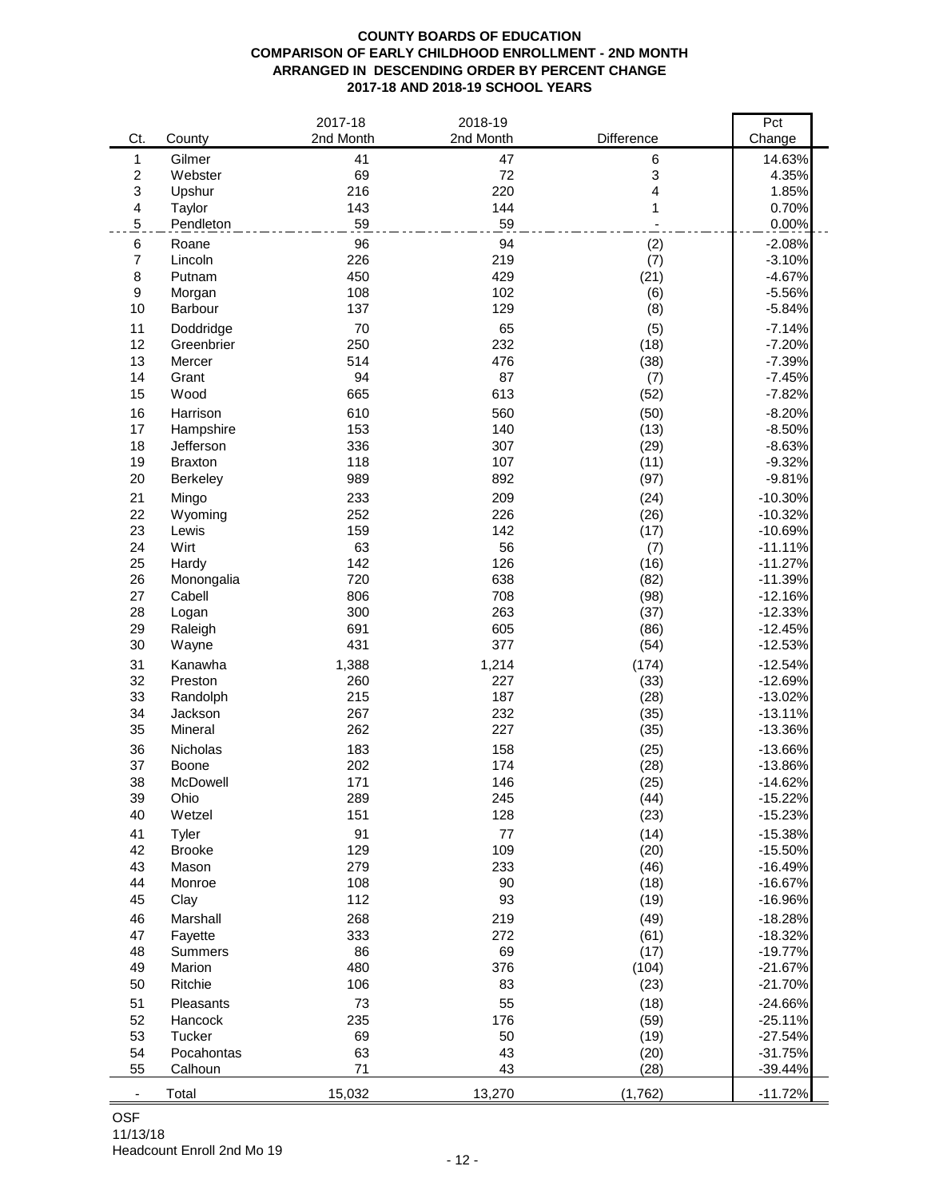**COUNTY BOARDS OF EDUCATION**
**COMPARISON OF EARLY CHILDHOOD ENROLLMENT - 2ND MONTH**
**ARRANGED IN DESCENDING ORDER BY PERCENT CHANGE**
**2017-18 AND 2018-19 SCHOOL YEARS**

| Ct. | County | 2017-18 2nd Month | 2018-19 2nd Month | Difference | Pct Change |
|---|---|---|---|---|---|
| 1 | Gilmer | 41 | 47 | 6 | 14.63% |
| 2 | Webster | 69 | 72 | 3 | 4.35% |
| 3 | Upshur | 216 | 220 | 4 | 1.85% |
| 4 | Taylor | 143 | 144 | 1 | 0.70% |
| 5 | Pendleton | 59 | 59 | - | 0.00% |
| 6 | Roane | 96 | 94 | (2) | -2.08% |
| 7 | Lincoln | 226 | 219 | (7) | -3.10% |
| 8 | Putnam | 450 | 429 | (21) | -4.67% |
| 9 | Morgan | 108 | 102 | (6) | -5.56% |
| 10 | Barbour | 137 | 129 | (8) | -5.84% |
| 11 | Doddridge | 70 | 65 | (5) | -7.14% |
| 12 | Greenbrier | 250 | 232 | (18) | -7.20% |
| 13 | Mercer | 514 | 476 | (38) | -7.39% |
| 14 | Grant | 94 | 87 | (7) | -7.45% |
| 15 | Wood | 665 | 613 | (52) | -7.82% |
| 16 | Harrison | 610 | 560 | (50) | -8.20% |
| 17 | Hampshire | 153 | 140 | (13) | -8.50% |
| 18 | Jefferson | 336 | 307 | (29) | -8.63% |
| 19 | Braxton | 118 | 107 | (11) | -9.32% |
| 20 | Berkeley | 989 | 892 | (97) | -9.81% |
| 21 | Mingo | 233 | 209 | (24) | -10.30% |
| 22 | Wyoming | 252 | 226 | (26) | -10.32% |
| 23 | Lewis | 159 | 142 | (17) | -10.69% |
| 24 | Wirt | 63 | 56 | (7) | -11.11% |
| 25 | Hardy | 142 | 126 | (16) | -11.27% |
| 26 | Monongalia | 720 | 638 | (82) | -11.39% |
| 27 | Cabell | 806 | 708 | (98) | -12.16% |
| 28 | Logan | 300 | 263 | (37) | -12.33% |
| 29 | Raleigh | 691 | 605 | (86) | -12.45% |
| 30 | Wayne | 431 | 377 | (54) | -12.53% |
| 31 | Kanawha | 1,388 | 1,214 | (174) | -12.54% |
| 32 | Preston | 260 | 227 | (33) | -12.69% |
| 33 | Randolph | 215 | 187 | (28) | -13.02% |
| 34 | Jackson | 267 | 232 | (35) | -13.11% |
| 35 | Mineral | 262 | 227 | (35) | -13.36% |
| 36 | Nicholas | 183 | 158 | (25) | -13.66% |
| 37 | Boone | 202 | 174 | (28) | -13.86% |
| 38 | McDowell | 171 | 146 | (25) | -14.62% |
| 39 | Ohio | 289 | 245 | (44) | -15.22% |
| 40 | Wetzel | 151 | 128 | (23) | -15.23% |
| 41 | Tyler | 91 | 77 | (14) | -15.38% |
| 42 | Brooke | 129 | 109 | (20) | -15.50% |
| 43 | Mason | 279 | 233 | (46) | -16.49% |
| 44 | Monroe | 108 | 90 | (18) | -16.67% |
| 45 | Clay | 112 | 93 | (19) | -16.96% |
| 46 | Marshall | 268 | 219 | (49) | -18.28% |
| 47 | Fayette | 333 | 272 | (61) | -18.32% |
| 48 | Summers | 86 | 69 | (17) | -19.77% |
| 49 | Marion | 480 | 376 | (104) | -21.67% |
| 50 | Ritchie | 106 | 83 | (23) | -21.70% |
| 51 | Pleasants | 73 | 55 | (18) | -24.66% |
| 52 | Hancock | 235 | 176 | (59) | -25.11% |
| 53 | Tucker | 69 | 50 | (19) | -27.54% |
| 54 | Pocahontas | 63 | 43 | (20) | -31.75% |
| 55 | Calhoun | 71 | 43 | (28) | -39.44% |
| - | Total | 15,032 | 13,270 | (1,762) | -11.72% |

OSF
11/13/18
Headcount Enroll 2nd Mo 19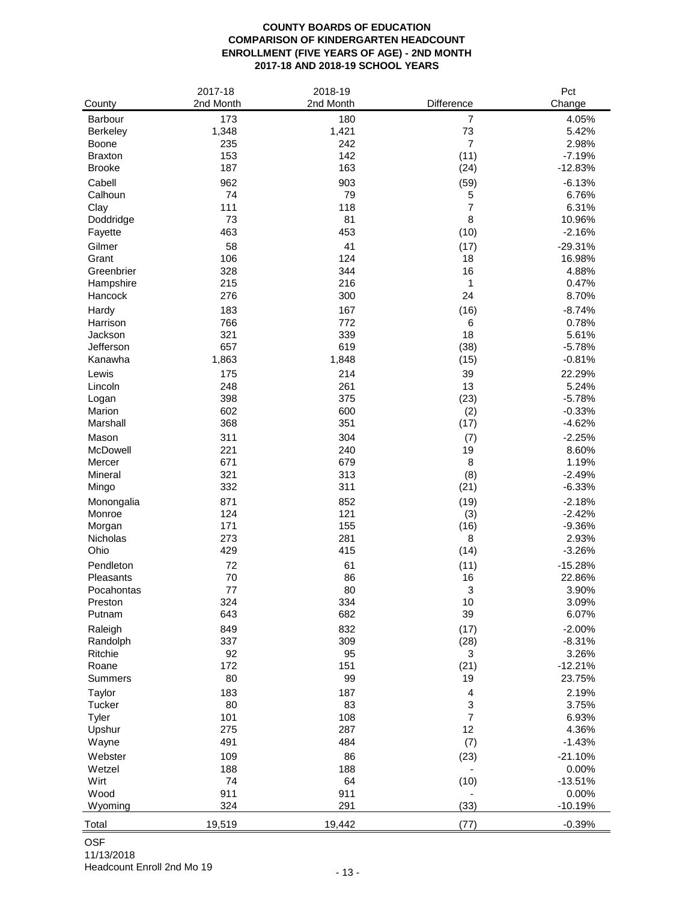**COUNTY BOARDS OF EDUCATION**
**COMPARISON OF KINDERGARTEN HEADCOUNT**
**ENROLLMENT (FIVE YEARS OF AGE) - 2ND MONTH**
**2017-18 AND 2018-19 SCHOOL YEARS**

| County | 2017-18 2nd Month | 2018-19 2nd Month | Difference | Pct Change |
|---|---|---|---|---|
| Barbour | 173 | 180 | 7 | 4.05% |
| Berkeley | 1,348 | 1,421 | 73 | 5.42% |
| Boone | 235 | 242 | 7 | 2.98% |
| Braxton | 153 | 142 | (11) | -7.19% |
| Brooke | 187 | 163 | (24) | -12.83% |
| Cabell | 962 | 903 | (59) | -6.13% |
| Calhoun | 74 | 79 | 5 | 6.76% |
| Clay | 111 | 118 | 7 | 6.31% |
| Doddridge | 73 | 81 | 8 | 10.96% |
| Fayette | 463 | 453 | (10) | -2.16% |
| Gilmer | 58 | 41 | (17) | -29.31% |
| Grant | 106 | 124 | 18 | 16.98% |
| Greenbrier | 328 | 344 | 16 | 4.88% |
| Hampshire | 215 | 216 | 1 | 0.47% |
| Hancock | 276 | 300 | 24 | 8.70% |
| Hardy | 183 | 167 | (16) | -8.74% |
| Harrison | 766 | 772 | 6 | 0.78% |
| Jackson | 321 | 339 | 18 | 5.61% |
| Jefferson | 657 | 619 | (38) | -5.78% |
| Kanawha | 1,863 | 1,848 | (15) | -0.81% |
| Lewis | 175 | 214 | 39 | 22.29% |
| Lincoln | 248 | 261 | 13 | 5.24% |
| Logan | 398 | 375 | (23) | -5.78% |
| Marion | 602 | 600 | (2) | -0.33% |
| Marshall | 368 | 351 | (17) | -4.62% |
| Mason | 311 | 304 | (7) | -2.25% |
| McDowell | 221 | 240 | 19 | 8.60% |
| Mercer | 671 | 679 | 8 | 1.19% |
| Mineral | 321 | 313 | (8) | -2.49% |
| Mingo | 332 | 311 | (21) | -6.33% |
| Monongalia | 871 | 852 | (19) | -2.18% |
| Monroe | 124 | 121 | (3) | -2.42% |
| Morgan | 171 | 155 | (16) | -9.36% |
| Nicholas | 273 | 281 | 8 | 2.93% |
| Ohio | 429 | 415 | (14) | -3.26% |
| Pendleton | 72 | 61 | (11) | -15.28% |
| Pleasants | 70 | 86 | 16 | 22.86% |
| Pocahontas | 77 | 80 | 3 | 3.90% |
| Preston | 324 | 334 | 10 | 3.09% |
| Putnam | 643 | 682 | 39 | 6.07% |
| Raleigh | 849 | 832 | (17) | -2.00% |
| Randolph | 337 | 309 | (28) | -8.31% |
| Ritchie | 92 | 95 | 3 | 3.26% |
| Roane | 172 | 151 | (21) | -12.21% |
| Summers | 80 | 99 | 19 | 23.75% |
| Taylor | 183 | 187 | 4 | 2.19% |
| Tucker | 80 | 83 | 3 | 3.75% |
| Tyler | 101 | 108 | 7 | 6.93% |
| Upshur | 275 | 287 | 12 | 4.36% |
| Wayne | 491 | 484 | (7) | -1.43% |
| Webster | 109 | 86 | (23) | -21.10% |
| Wetzel | 188 | 188 | - | 0.00% |
| Wirt | 74 | 64 | (10) | -13.51% |
| Wood | 911 | 911 | - | 0.00% |
| Wyoming | 324 | 291 | (33) | -10.19% |
| Total | 19,519 | 19,442 | (77) | -0.39% |

OSF
11/13/2018
Headcount Enroll 2nd Mo 19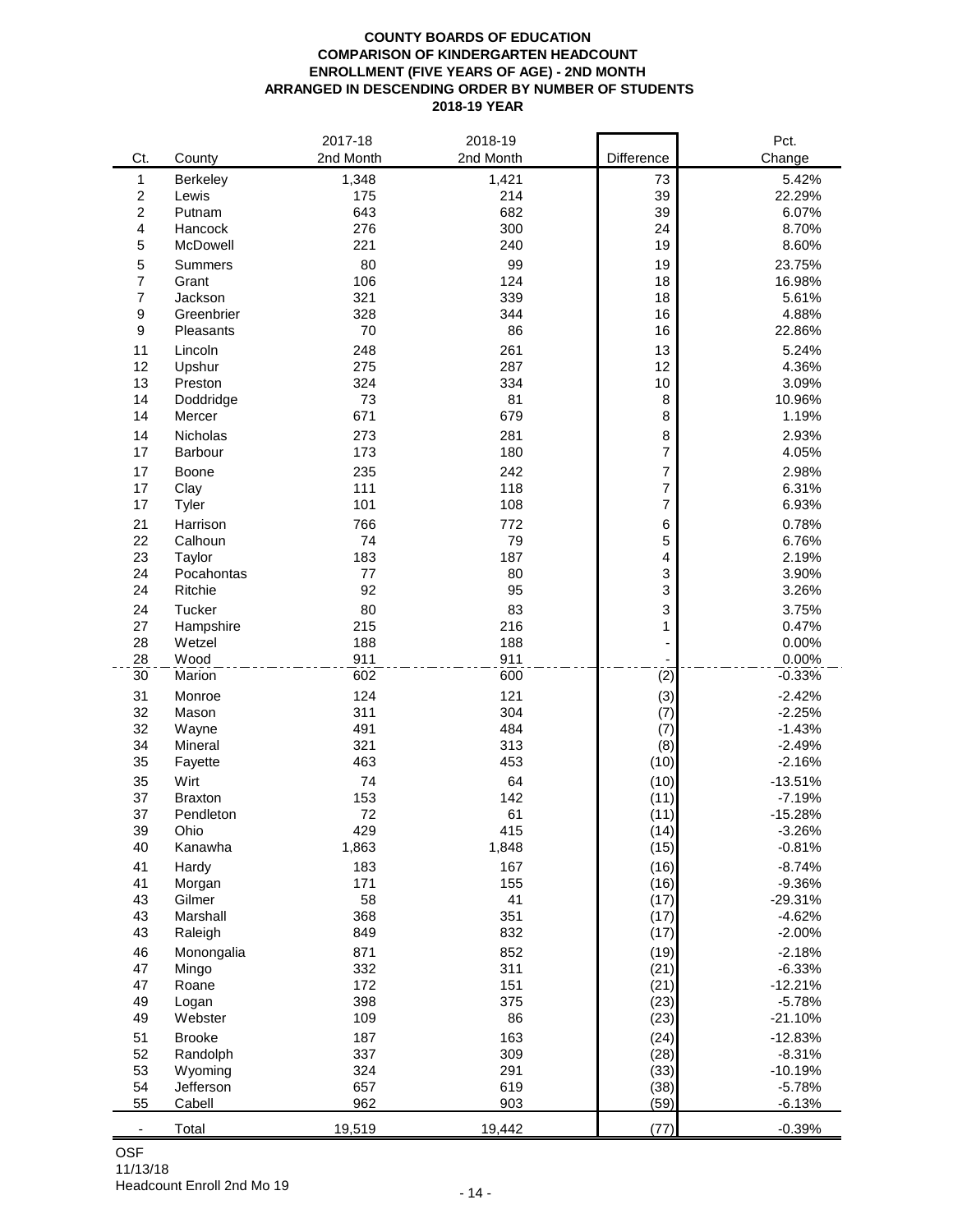**COUNTY BOARDS OF EDUCATION**
**COMPARISON OF KINDERGARTEN HEADCOUNT**
**ENROLLMENT (FIVE YEARS OF AGE) - 2ND MONTH**
**ARRANGED IN DESCENDING ORDER BY NUMBER OF STUDENTS**
**2018-19 YEAR**

| Ct. | County | 2017-18 2nd Month | 2018-19 2nd Month | Difference | Pct. Change |
|---|---|---|---|---|---|
| 1 | Berkeley | 1,348 | 1,421 | 73 | 5.42% |
| 2 | Lewis | 175 | 214 | 39 | 22.29% |
| 2 | Putnam | 643 | 682 | 39 | 6.07% |
| 4 | Hancock | 276 | 300 | 24 | 8.70% |
| 5 | McDowell | 221 | 240 | 19 | 8.60% |
| 5 | Summers | 80 | 99 | 19 | 23.75% |
| 7 | Grant | 106 | 124 | 18 | 16.98% |
| 7 | Jackson | 321 | 339 | 18 | 5.61% |
| 9 | Greenbrier | 328 | 344 | 16 | 4.88% |
| 9 | Pleasants | 70 | 86 | 16 | 22.86% |
| 11 | Lincoln | 248 | 261 | 13 | 5.24% |
| 12 | Upshur | 275 | 287 | 12 | 4.36% |
| 13 | Preston | 324 | 334 | 10 | 3.09% |
| 14 | Doddridge | 73 | 81 | 8 | 10.96% |
| 14 | Mercer | 671 | 679 | 8 | 1.19% |
| 14 | Nicholas | 273 | 281 | 8 | 2.93% |
| 17 | Barbour | 173 | 180 | 7 | 4.05% |
| 17 | Boone | 235 | 242 | 7 | 2.98% |
| 17 | Clay | 111 | 118 | 7 | 6.31% |
| 17 | Tyler | 101 | 108 | 7 | 6.93% |
| 21 | Harrison | 766 | 772 | 6 | 0.78% |
| 22 | Calhoun | 74 | 79 | 5 | 6.76% |
| 23 | Taylor | 183 | 187 | 4 | 2.19% |
| 24 | Pocahontas | 77 | 80 | 3 | 3.90% |
| 24 | Ritchie | 92 | 95 | 3 | 3.26% |
| 24 | Tucker | 80 | 83 | 3 | 3.75% |
| 27 | Hampshire | 215 | 216 | 1 | 0.47% |
| 28 | Wetzel | 188 | 188 | - | 0.00% |
| 28 | Wood | 911 | 911 | - | 0.00% |
| 30 | Marion | 602 | 600 | (2) | -0.33% |
| 31 | Monroe | 124 | 121 | (3) | -2.42% |
| 32 | Mason | 311 | 304 | (7) | -2.25% |
| 32 | Wayne | 491 | 484 | (7) | -1.43% |
| 34 | Mineral | 321 | 313 | (8) | -2.49% |
| 35 | Fayette | 463 | 453 | (10) | -2.16% |
| 35 | Wirt | 74 | 64 | (10) | -13.51% |
| 37 | Braxton | 153 | 142 | (11) | -7.19% |
| 37 | Pendleton | 72 | 61 | (11) | -15.28% |
| 39 | Ohio | 429 | 415 | (14) | -3.26% |
| 40 | Kanawha | 1,863 | 1,848 | (15) | -0.81% |
| 41 | Hardy | 183 | 167 | (16) | -8.74% |
| 41 | Morgan | 171 | 155 | (16) | -9.36% |
| 43 | Gilmer | 58 | 41 | (17) | -29.31% |
| 43 | Marshall | 368 | 351 | (17) | -4.62% |
| 43 | Raleigh | 849 | 832 | (17) | -2.00% |
| 46 | Monongalia | 871 | 852 | (19) | -2.18% |
| 47 | Mingo | 332 | 311 | (21) | -6.33% |
| 47 | Roane | 172 | 151 | (21) | -12.21% |
| 49 | Logan | 398 | 375 | (23) | -5.78% |
| 49 | Webster | 109 | 86 | (23) | -21.10% |
| 51 | Brooke | 187 | 163 | (24) | -12.83% |
| 52 | Randolph | 337 | 309 | (28) | -8.31% |
| 53 | Wyoming | 324 | 291 | (33) | -10.19% |
| 54 | Jefferson | 657 | 619 | (38) | -5.78% |
| 55 | Cabell | 962 | 903 | (59) | -6.13% |
| - | Total | 19,519 | 19,442 | (77) | -0.39% |

OSF
11/13/18
Headcount Enroll 2nd Mo 19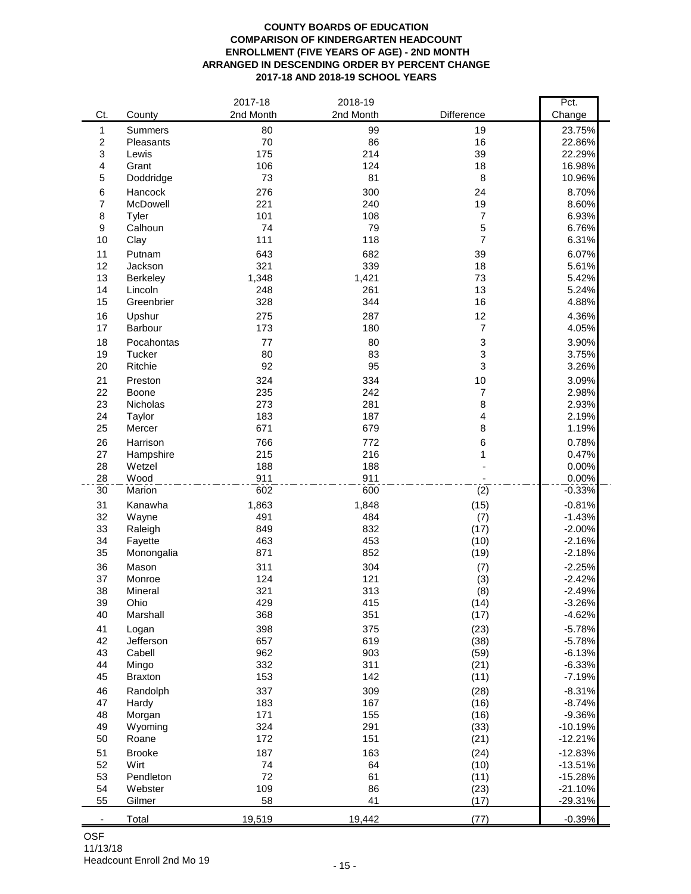# COUNTY BOARDS OF EDUCATION
## COMPARISON OF KINDERGARTEN HEADCOUNT
## ENROLLMENT (FIVE YEARS OF AGE) - 2ND MONTH
## ARRANGED IN DESCENDING ORDER BY PERCENT CHANGE
## 2017-18 AND 2018-19 SCHOOL YEARS

| Ct. | County | 2017-18 2nd Month | 2018-19 2nd Month | Difference | Pct. Change |
|---|---|---|---|---|---|
| 1 | Summers | 80 | 99 | 19 | 23.75% |
| 2 | Pleasants | 70 | 86 | 16 | 22.86% |
| 3 | Lewis | 175 | 214 | 39 | 22.29% |
| 4 | Grant | 106 | 124 | 18 | 16.98% |
| 5 | Doddridge | 73 | 81 | 8 | 10.96% |
| 6 | Hancock | 276 | 300 | 24 | 8.70% |
| 7 | McDowell | 221 | 240 | 19 | 8.60% |
| 8 | Tyler | 101 | 108 | 7 | 6.93% |
| 9 | Calhoun | 74 | 79 | 5 | 6.76% |
| 10 | Clay | 111 | 118 | 7 | 6.31% |
| 11 | Putnam | 643 | 682 | 39 | 6.07% |
| 12 | Jackson | 321 | 339 | 18 | 5.61% |
| 13 | Berkeley | 1,348 | 1,421 | 73 | 5.42% |
| 14 | Lincoln | 248 | 261 | 13 | 5.24% |
| 15 | Greenbrier | 328 | 344 | 16 | 4.88% |
| 16 | Upshur | 275 | 287 | 12 | 4.36% |
| 17 | Barbour | 173 | 180 | 7 | 4.05% |
| 18 | Pocahontas | 77 | 80 | 3 | 3.90% |
| 19 | Tucker | 80 | 83 | 3 | 3.75% |
| 20 | Ritchie | 92 | 95 | 3 | 3.26% |
| 21 | Preston | 324 | 334 | 10 | 3.09% |
| 22 | Boone | 235 | 242 | 7 | 2.98% |
| 23 | Nicholas | 273 | 281 | 8 | 2.93% |
| 24 | Taylor | 183 | 187 | 4 | 2.19% |
| 25 | Mercer | 671 | 679 | 8 | 1.19% |
| 26 | Harrison | 766 | 772 | 6 | 0.78% |
| 27 | Hampshire | 215 | 216 | 1 | 0.47% |
| 28 | Wetzel | 188 | 188 | - | 0.00% |
| 28 | Wood | 911 | 911 | - | 0.00% |
| 30 | Marion | 602 | 600 | (2) | -0.33% |
| 31 | Kanawha | 1,863 | 1,848 | (15) | -0.81% |
| 32 | Wayne | 491 | 484 | (7) | -1.43% |
| 33 | Raleigh | 849 | 832 | (17) | -2.00% |
| 34 | Fayette | 463 | 453 | (10) | -2.16% |
| 35 | Monongalia | 871 | 852 | (19) | -2.18% |
| 36 | Mason | 311 | 304 | (7) | -2.25% |
| 37 | Monroe | 124 | 121 | (3) | -2.42% |
| 38 | Mineral | 321 | 313 | (8) | -2.49% |
| 39 | Ohio | 429 | 415 | (14) | -3.26% |
| 40 | Marshall | 368 | 351 | (17) | -4.62% |
| 41 | Logan | 398 | 375 | (23) | -5.78% |
| 42 | Jefferson | 657 | 619 | (38) | -5.78% |
| 43 | Cabell | 962 | 903 | (59) | -6.13% |
| 44 | Mingo | 332 | 311 | (21) | -6.33% |
| 45 | Braxton | 153 | 142 | (11) | -7.19% |
| 46 | Randolph | 337 | 309 | (28) | -8.31% |
| 47 | Hardy | 183 | 167 | (16) | -8.74% |
| 48 | Morgan | 171 | 155 | (16) | -9.36% |
| 49 | Wyoming | 324 | 291 | (33) | -10.19% |
| 50 | Roane | 172 | 151 | (21) | -12.21% |
| 51 | Brooke | 187 | 163 | (24) | -12.83% |
| 52 | Wirt | 74 | 64 | (10) | -13.51% |
| 53 | Pendleton | 72 | 61 | (11) | -15.28% |
| 54 | Webster | 109 | 86 | (23) | -21.10% |
| 55 | Gilmer | 58 | 41 | (17) | -29.31% |
| - | Total | 19,519 | 19,442 | (77) | -0.39% |

OSF
11/13/18
Headcount Enroll 2nd Mo 19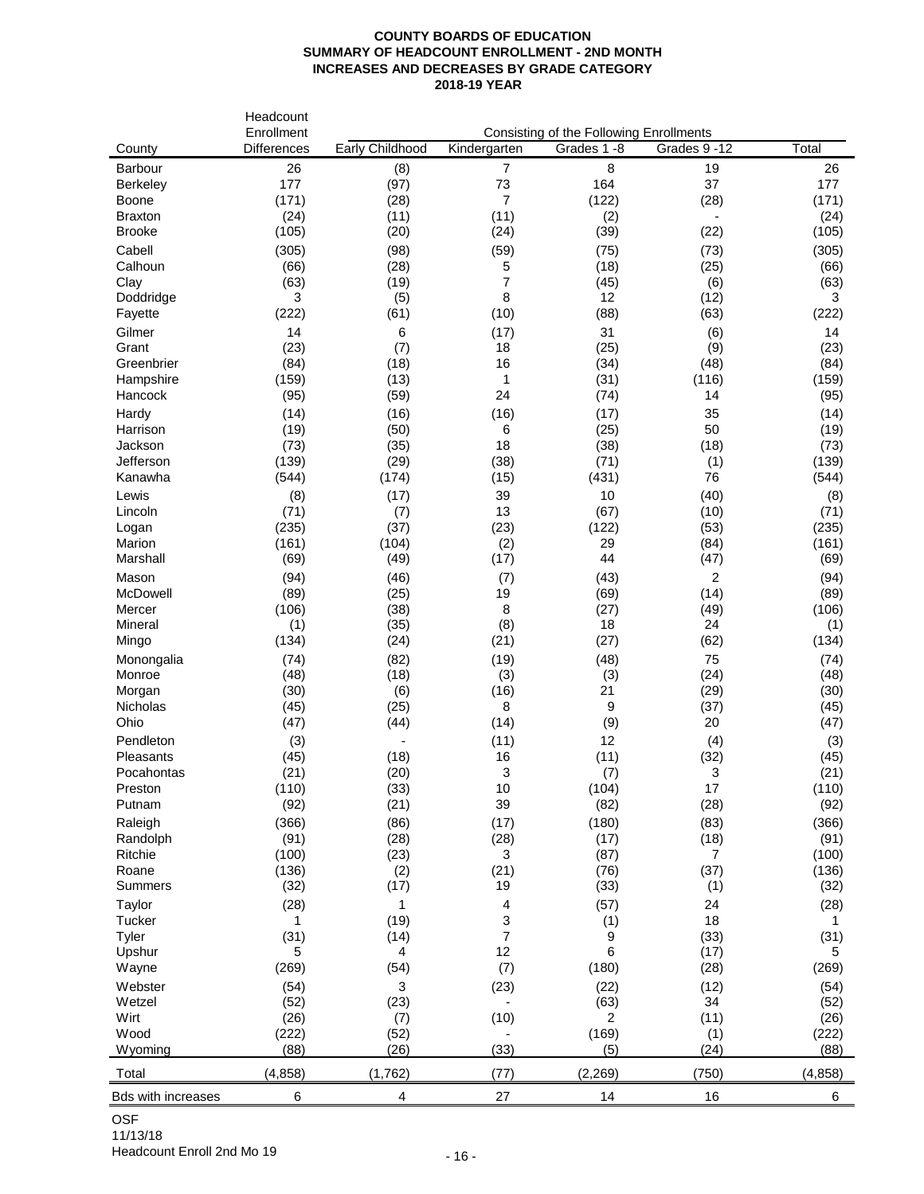**COUNTY BOARDS OF EDUCATION**
**SUMMARY OF HEADCOUNT ENROLLMENT - 2ND MONTH**
**INCREASES AND DECREASES BY GRADE CATEGORY**
**2018-19 YEAR**

| County | Headcount Enrollment Differences | Consisting of the Following Enrollments: Early Childhood | Kindergarten | Grades 1 -8 | Grades 9 -12 | Total |
|---|---|---|---|---|---|---|
| Barbour | 26 | (8) | 7 | 8 | 19 | 26 |
| Berkeley | 177 | (97) | 73 | 164 | 37 | 177 |
| Boone | (171) | (28) | 7 | (122) | (28) | (171) |
| Braxton | (24) | (11) | (11) | (2) | - | (24) |
| Brooke | (105) | (20) | (24) | (39) | (22) | (105) |
| Cabell | (305) | (98) | (59) | (75) | (73) | (305) |
| Calhoun | (66) | (28) | 5 | (18) | (25) | (66) |
| Clay | (63) | (19) | 7 | (45) | (6) | (63) |
| Doddridge | 3 | (5) | 8 | 12 | (12) | 3 |
| Fayette | (222) | (61) | (10) | (88) | (63) | (222) |
| Gilmer | 14 | 6 | (17) | 31 | (6) | 14 |
| Grant | (23) | (7) | 18 | (25) | (9) | (23) |
| Greenbrier | (84) | (18) | 16 | (34) | (48) | (84) |
| Hampshire | (159) | (13) | 1 | (31) | (116) | (159) |
| Hancock | (95) | (59) | 24 | (74) | 14 | (95) |
| Hardy | (14) | (16) | (16) | (17) | 35 | (14) |
| Harrison | (19) | (50) | 6 | (25) | 50 | (19) |
| Jackson | (73) | (35) | 18 | (38) | (18) | (73) |
| Jefferson | (139) | (29) | (38) | (71) | (1) | (139) |
| Kanawha | (544) | (174) | (15) | (431) | 76 | (544) |
| Lewis | (8) | (17) | 39 | 10 | (40) | (8) |
| Lincoln | (71) | (7) | 13 | (67) | (10) | (71) |
| Logan | (235) | (37) | (23) | (122) | (53) | (235) |
| Marion | (161) | (104) | (2) | 29 | (84) | (161) |
| Marshall | (69) | (49) | (17) | 44 | (47) | (69) |
| Mason | (94) | (46) | (7) | (43) | 2 | (94) |
| McDowell | (89) | (25) | 19 | (69) | (14) | (89) |
| Mercer | (106) | (38) | 8 | (27) | (49) | (106) |
| Mineral | (1) | (35) | (8) | 18 | 24 | (1) |
| Mingo | (134) | (24) | (21) | (27) | (62) | (134) |
| Monongalia | (74) | (82) | (19) | (48) | 75 | (74) |
| Monroe | (48) | (18) | (3) | (3) | (24) | (48) |
| Morgan | (30) | (6) | (16) | 21 | (29) | (30) |
| Nicholas | (45) | (25) | 8 | 9 | (37) | (45) |
| Ohio | (47) | (44) | (14) | (9) | 20 | (47) |
| Pendleton | (3) | - | (11) | 12 | (4) | (3) |
| Pleasants | (45) | (18) | 16 | (11) | (32) | (45) |
| Pocahontas | (21) | (20) | 3 | (7) | 3 | (21) |
| Preston | (110) | (33) | 10 | (104) | 17 | (110) |
| Putnam | (92) | (21) | 39 | (82) | (28) | (92) |
| Raleigh | (366) | (86) | (17) | (180) | (83) | (366) |
| Randolph | (91) | (28) | (28) | (17) | (18) | (91) |
| Ritchie | (100) | (23) | 3 | (87) | 7 | (100) |
| Roane | (136) | (2) | (21) | (76) | (37) | (136) |
| Summers | (32) | (17) | 19 | (33) | (1) | (32) |
| Taylor | (28) | 1 | 4 | (57) | 24 | (28) |
| Tucker | 1 | (19) | 3 | (1) | 18 | 1 |
| Tyler | (31) | (14) | 7 | 9 | (33) | (31) |
| Upshur | 5 | 4 | 12 | 6 | (17) | 5 |
| Wayne | (269) | (54) | (7) | (180) | (28) | (269) |
| Webster | (54) | 3 | (23) | (22) | (12) | (54) |
| Wetzel | (52) | (23) | - | (63) | 34 | (52) |
| Wirt | (26) | (7) | (10) | 2 | (11) | (26) |
| Wood | (222) | (52) | - | (169) | (1) | (222) |
| Wyoming | (88) | (26) | (33) | (5) | (24) | (88) |
| Total | (4,858) | (1,762) | (77) | (2,269) | (750) | (4,858) |
| Bds with increases | 6 | 4 | 27 | 14 | 16 | 6 |

OSF
11/13/18
Headcount Enroll 2nd Mo 19